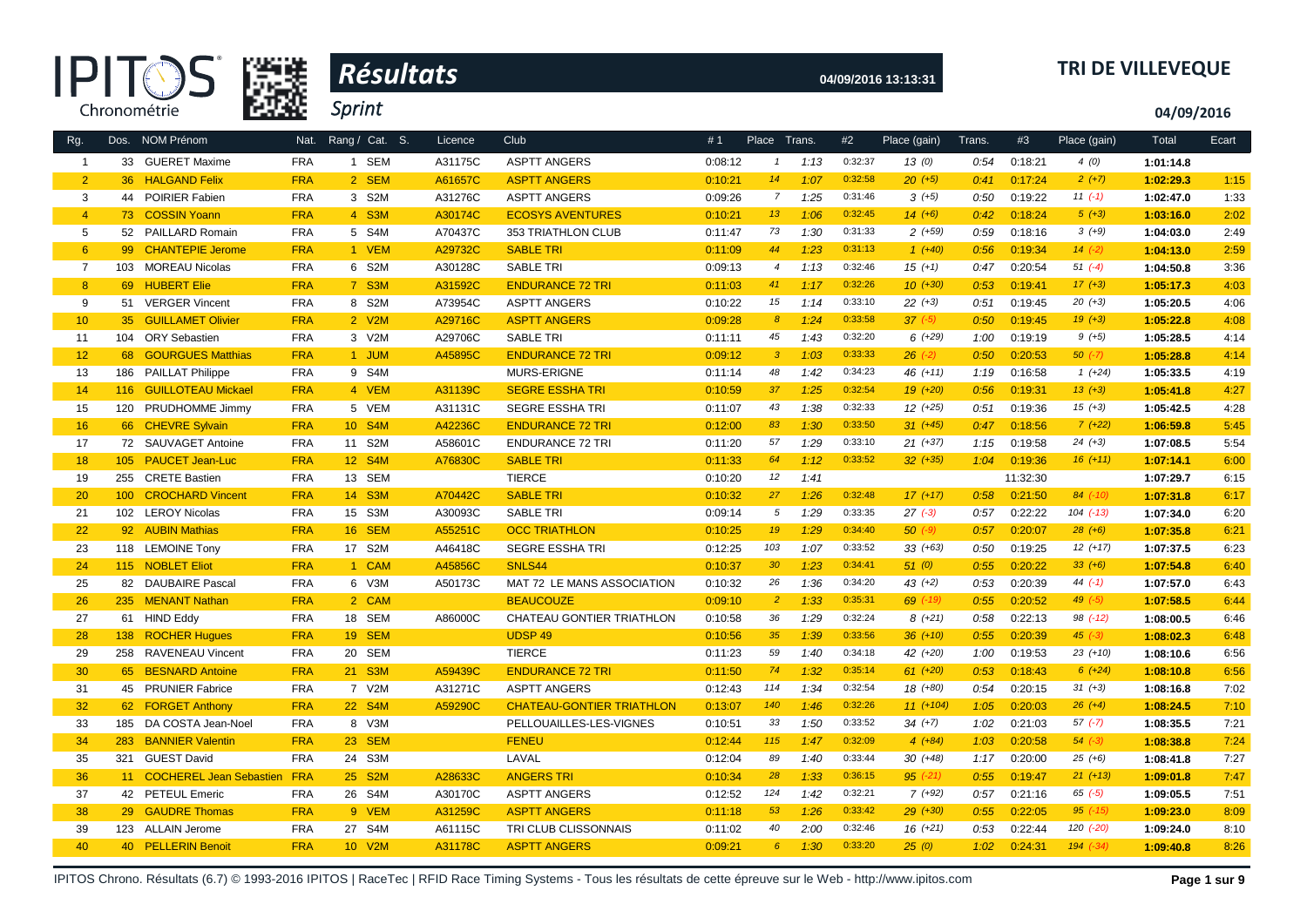# Résultats

**TRI DE VILLEVEQUE**

04/09/2016 13:13:31

*Sprint*

04/09/2016

| Rg. | Dos. | NOM Prénom | Nat. | Rang / Cat. S. | Licence | Club | #1 | Place | Trans. | #2 | Place (gain) | Trans. | #3 | Place (gain) | Total | Ecart |
|---|---|---|---|---|---|---|---|---|---|---|---|---|---|---|---|---|
| 1 | 33 | GUERET Maxime | FRA | 1 SEM | A31175C | ASPTT ANGERS | 0:08:12 | 1 | 1:13 | 0:32:37 | 13 (0) | 0:54 | 0:18:21 | 4 (0) | 1:01:14.8 | |
| 2 | 36 | HALGAND Felix | FRA | 2 SEM | A61657C | ASPTT ANGERS | 0:10:21 | 14 | 1:07 | 0:32:58 | 20 (+5) | 0:41 | 0:17:24 | 2 (+7) | 1:02:29.3 | 1:15 |
| 3 | 44 | POIRIER Fabien | FRA | 3 S2M | A31276C | ASPTT ANGERS | 0:09:26 | 7 | 1:25 | 0:31:46 | 3 (+5) | 0:50 | 0:19:22 | 11 (-1) | 1:02:47.0 | 1:33 |
| 4 | 73 | COSSIN Yoann | FRA | 4 S3M | A30174C | ECOSYS AVENTURES | 0:10:21 | 13 | 1:06 | 0:32:45 | 14 (+6) | 0:42 | 0:18:24 | 5 (+3) | 1:03:16.0 | 2:02 |
| 5 | 52 | PAILLARD Romain | FRA | 5 S4M | A70437C | 353 TRIATHLON CLUB | 0:11:47 | 73 | 1:30 | 0:31:33 | 2 (+59) | 0:59 | 0:18:16 | 3 (+9) | 1:04:03.0 | 2:49 |
| 6 | 99 | CHANTEPIE Jerome | FRA | 1 VEM | A29732C | SABLE TRI | 0:11:09 | 44 | 1:23 | 0:31:13 | 1 (+40) | 0:56 | 0:19:34 | 14 (-2) | 1:04:13.0 | 2:59 |
| 7 | 103 | MOREAU Nicolas | FRA | 6 S2M | A30128C | SABLE TRI | 0:09:13 | 4 | 1:13 | 0:32:46 | 15 (+1) | 0:47 | 0:20:54 | 51 (-4) | 1:04:50.8 | 3:36 |
| 8 | 69 | HUBERT Elie | FRA | 7 S3M | A31592C | ENDURANCE 72 TRI | 0:11:03 | 41 | 1:17 | 0:32:26 | 10 (+30) | 0:53 | 0:19:41 | 17 (+3) | 1:05:17.3 | 4:03 |
| 9 | 51 | VERGER Vincent | FRA | 8 S2M | A73954C | ASPTT ANGERS | 0:10:22 | 15 | 1:14 | 0:33:10 | 22 (+3) | 0:51 | 0:19:45 | 20 (+3) | 1:05:20.5 | 4:06 |
| 10 | 35 | GUILLAMET Olivier | FRA | 2 V2M | A29716C | ASPTT ANGERS | 0:09:28 | 8 | 1:24 | 0:33:58 | 37 (-5) | 0:50 | 0:19:45 | 19 (+3) | 1:05:22.8 | 4:08 |
| 11 | 104 | ORY Sebastien | FRA | 3 V2M | A29706C | SABLE TRI | 0:11:11 | 45 | 1:43 | 0:32:20 | 6 (+29) | 1:00 | 0:19:19 | 9 (+5) | 1:05:28.5 | 4:14 |
| 12 | 68 | GOURGUES Matthias | FRA | 1 JUM | A45895C | ENDURANCE 72 TRI | 0:09:12 | 3 | 1:03 | 0:33:33 | 26 (-2) | 0:50 | 0:20:53 | 50 (-7) | 1:05:28.8 | 4:14 |
| 13 | 186 | PAILLAT Philippe | FRA | 9 S4M | | MURS-ERIGNE | 0:11:14 | 48 | 1:42 | 0:34:23 | 46 (+11) | 1:19 | 0:16:58 | 1 (+24) | 1:05:33.5 | 4:19 |
| 14 | 116 | GUILLOTEAU Mickael | FRA | 4 VEM | A31139C | SEGRE ESSHA TRI | 0:10:59 | 37 | 1:25 | 0:32:54 | 19 (+20) | 0:56 | 0:19:31 | 13 (+3) | 1:05:41.8 | 4:27 |
| 15 | 120 | PRUDHOMME Jimmy | FRA | 5 VEM | A31131C | SEGRE ESSHA TRI | 0:11:07 | 43 | 1:38 | 0:32:33 | 12 (+25) | 0:51 | 0:19:36 | 15 (+3) | 1:05:42.5 | 4:28 |
| 16 | 66 | CHEVRE Sylvain | FRA | 10 S4M | A42236C | ENDURANCE 72 TRI | 0:12:00 | 83 | 1:30 | 0:33:50 | 31 (+45) | 0:47 | 0:18:56 | 7 (+22) | 1:06:59.8 | 5:45 |
| 17 | 72 | SAUVAGET Antoine | FRA | 11 S2M | A58601C | ENDURANCE 72 TRI | 0:11:20 | 57 | 1:29 | 0:33:10 | 21 (+37) | 1:15 | 0:19:58 | 24 (+3) | 1:07:08.5 | 5:54 |
| 18 | 105 | PAUCET Jean-Luc | FRA | 12 S4M | A76830C | SABLE TRI | 0:11:33 | 64 | 1:12 | 0:33:52 | 32 (+35) | 1:04 | 0:19:36 | 16 (+11) | 1:07:14.1 | 6:00 |
| 19 | 255 | CRETE Bastien | FRA | 13 SEM | | TIERCE | 0:10:20 | 12 | 1:41 | | | | 11:32:30 | | 1:07:29.7 | 6:15 |
| 20 | 100 | CROCHARD Vincent | FRA | 14 S3M | A70442C | SABLE TRI | 0:10:32 | 27 | 1:26 | 0:32:48 | 17 (+17) | 0:58 | 0:21:50 | 84 (-10) | 1:07:31.8 | 6:17 |
| 21 | 102 | LEROY Nicolas | FRA | 15 S3M | A30093C | SABLE TRI | 0:09:14 | 5 | 1:29 | 0:33:35 | 27 (-3) | 0:57 | 0:22:22 | 104 (-13) | 1:07:34.0 | 6:20 |
| 22 | 92 | AUBIN Mathias | FRA | 16 SEM | A55251C | OCC TRIATHLON | 0:10:25 | 19 | 1:29 | 0:34:40 | 50 (-9) | 0:57 | 0:20:07 | 28 (+6) | 1:07:35.8 | 6:21 |
| 23 | 118 | LEMOINE Tony | FRA | 17 S2M | A46418C | SEGRE ESSHA TRI | 0:12:25 | 103 | 1:07 | 0:33:52 | 33 (+63) | 0:50 | 0:19:25 | 12 (+17) | 1:07:37.5 | 6:23 |
| 24 | 115 | NOBLET Eliot | FRA | 1 CAM | A45856C | SNLS44 | 0:10:37 | 30 | 1:23 | 0:34:41 | 51 (0) | 0:55 | 0:20:22 | 33 (+6) | 1:07:54.8 | 6:40 |
| 25 | 82 | DAUBAIRE Pascal | FRA | 6 V3M | A50173C | MAT 72 LE MANS ASSOCIATION | 0:10:32 | 26 | 1:36 | 0:34:20 | 43 (+2) | 0:53 | 0:20:39 | 44 (-1) | 1:07:57.0 | 6:43 |
| 26 | 235 | MENANT Nathan | FRA | 2 CAM | | BEAUCOUZE | 0:09:10 | 2 | 1:33 | 0:35:31 | 69 (-19) | 0:55 | 0:20:52 | 49 (-5) | 1:07:58.5 | 6:44 |
| 27 | 61 | HIND Eddy | FRA | 18 SEM | A86000C | CHATEAU GONTIER TRIATHLON | 0:10:58 | 36 | 1:29 | 0:32:24 | 8 (+21) | 0:58 | 0:22:13 | 98 (-12) | 1:08:00.5 | 6:46 |
| 28 | 138 | ROCHER Hugues | FRA | 19 SEM | | UDSP 49 | 0:10:56 | 35 | 1:39 | 0:33:56 | 36 (+10) | 0:55 | 0:20:39 | 45 (-3) | 1:08:02.3 | 6:48 |
| 29 | 258 | RAVENEAU Vincent | FRA | 20 SEM | | TIERCE | 0:11:23 | 59 | 1:40 | 0:34:18 | 42 (+20) | 1:00 | 0:19:53 | 23 (+10) | 1:08:10.6 | 6:56 |
| 30 | 65 | BESNARD Antoine | FRA | 21 S3M | A59439C | ENDURANCE 72 TRI | 0:11:50 | 74 | 1:32 | 0:35:14 | 61 (+20) | 0:53 | 0:18:43 | 6 (+24) | 1:08:10.8 | 6:56 |
| 31 | 45 | PRUNIER Fabrice | FRA | 7 V2M | A31271C | ASPTT ANGERS | 0:12:43 | 114 | 1:34 | 0:32:54 | 18 (+80) | 0:54 | 0:20:15 | 31 (+3) | 1:08:16.8 | 7:02 |
| 32 | 62 | FORGET Anthony | FRA | 22 S4M | A59290C | CHATEAU-GONTIER TRIATHLON | 0:13:07 | 140 | 1:46 | 0:32:26 | 11 (+104) | 1:05 | 0:20:03 | 26 (+4) | 1:08:24.5 | 7:10 |
| 33 | 185 | DA COSTA Jean-Noel | FRA | 8 V3M | | PELLOUAILLES-LES-VIGNES | 0:10:51 | 33 | 1:50 | 0:33:52 | 34 (+7) | 1:02 | 0:21:03 | 57 (-7) | 1:08:35.5 | 7:21 |
| 34 | 283 | BANNIER Valentin | FRA | 23 SEM | | FENEU | 0:12:44 | 115 | 1:47 | 0:32:09 | 4 (+84) | 1:03 | 0:20:58 | 54 (-3) | 1:08:38.8 | 7:24 |
| 35 | 321 | GUEST David | FRA | 24 S3M | | LAVAL | 0:12:04 | 89 | 1:40 | 0:33:44 | 30 (+48) | 1:17 | 0:20:00 | 25 (+6) | 1:08:41.8 | 7:27 |
| 36 | 11 | COCHEREL Jean Sebastien | FRA | 25 S2M | A28633C | ANGERS TRI | 0:10:34 | 28 | 1:33 | 0:36:15 | 95 (-21) | 0:55 | 0:19:47 | 21 (+13) | 1:09:01.8 | 7:47 |
| 37 | 42 | PETEUL Emeric | FRA | 26 S4M | A30170C | ASPTT ANGERS | 0:12:52 | 124 | 1:42 | 0:32:21 | 7 (+92) | 0:57 | 0:21:16 | 65 (-5) | 1:09:05.5 | 7:51 |
| 38 | 29 | GAUDRE Thomas | FRA | 9 VEM | A31259C | ASPTT ANGERS | 0:11:18 | 53 | 1:26 | 0:33:42 | 29 (+30) | 0:55 | 0:22:05 | 95 (-15) | 1:09:23.0 | 8:09 |
| 39 | 123 | ALLAIN Jerome | FRA | 27 S4M | A61115C | TRI CLUB CLISSONNAIS | 0:11:02 | 40 | 2:00 | 0:32:46 | 16 (+21) | 0:53 | 0:22:44 | 120 (-20) | 1:09:24.0 | 8:10 |
| 40 | 40 | PELLERIN Benoit | FRA | 10 V2M | A31178C | ASPTT ANGERS | 0:09:21 | 6 | 1:30 | 0:33:20 | 25 (0) | 1:02 | 0:24:31 | 194 (-34) | 1:09:40.8 | 8:26 |

IPITOS Chrono. Résultats (6.7) © 1993-2016 IPITOS | RaceTec | RFID Race Timing Systems - Tous les résultats de cette épreuve sur le Web - http://www.ipitos.com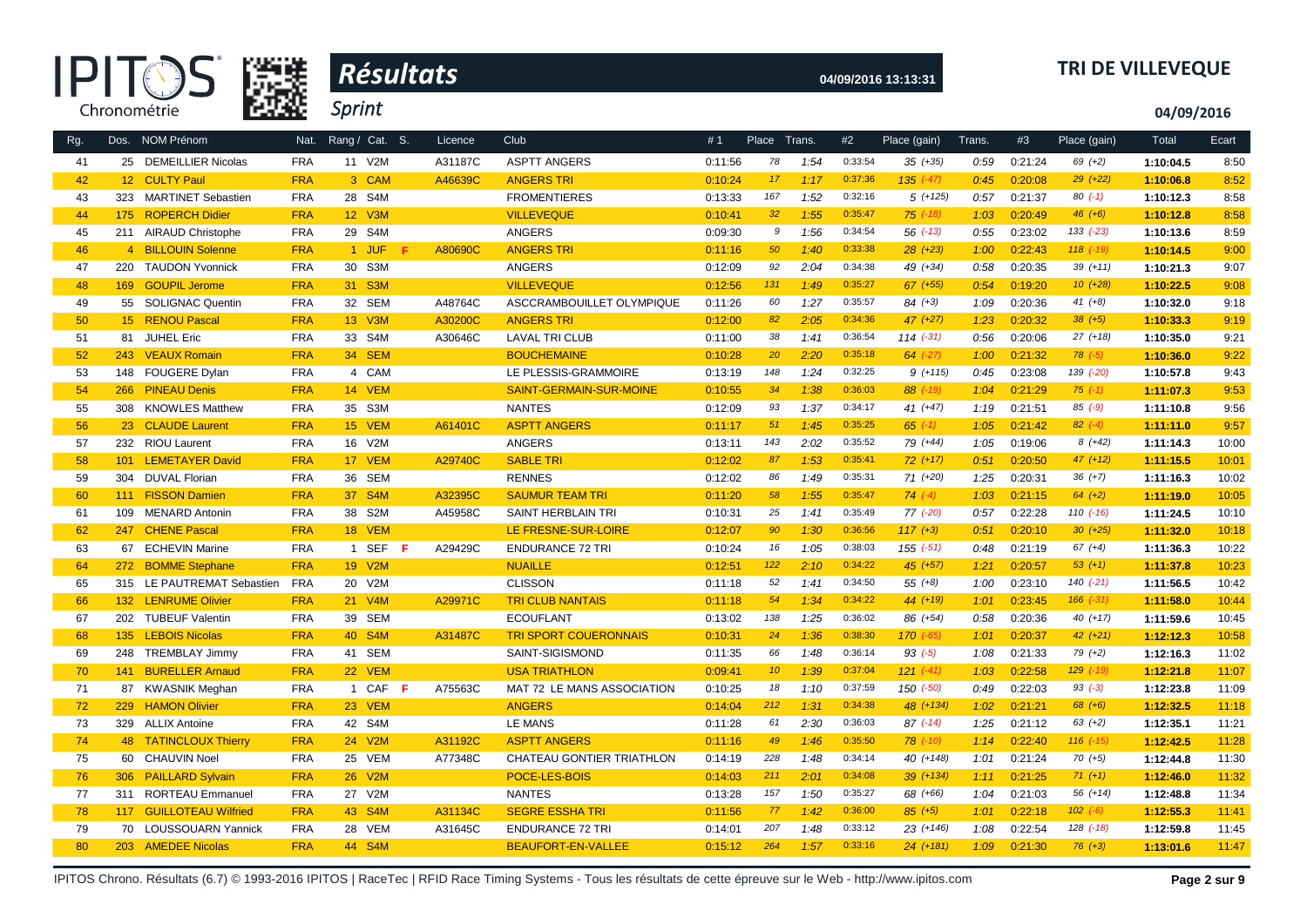# Résultats

**TRI DE VILLEVEQUE**

Sprint

04/09/2016 13:13:31

04/09/2016

| Rg. | Dos. | NOM Prénom | Nat. | Rang / Cat. | S. | Licence | Club | #1 | Place | Trans. | #2 | Place (gain) | Trans. | #3 | Place (gain) | Total | Ecart |
|---|---|---|---|---|---|---|---|---|---|---|---|---|---|---|---|---|---|
| 41 | 25 | DEMEILLIER Nicolas | FRA | 11 V2M | | A31187C | ASPTT ANGERS | 0:11:56 | 78 | 1:54 | 0:33:54 | 35 (+35) | 0:59 | 0:21:24 | 69 (+2) | 1:10:04.5 | 8:50 |
| 42 | 12 | CULTY Paul | FRA | 3 CAM | | A46639C | ANGERS TRI | 0:10:24 | 17 | 1:17 | 0:37:36 | 135 (-47) | 0:45 | 0:20:08 | 29 (+22) | 1:10:06.8 | 8:52 |
| 43 | 323 | MARTINET Sebastien | FRA | 28 S4M | | | FROMENTIERES | 0:13:33 | 167 | 1:52 | 0:32:16 | 5 (+125) | 0:57 | 0:21:37 | 80 (-1) | 1:10:12.3 | 8:58 |
| 44 | 175 | ROPERCH Didier | FRA | 12 V3M | | | VILLEVEQUE | 0:10:41 | 32 | 1:55 | 0:35:47 | 75 (-18) | 1:03 | 0:20:49 | 46 (+6) | 1:10:12.8 | 8:58 |
| 45 | 211 | AIRAUD Christophe | FRA | 29 S4M | | | ANGERS | 0:09:30 | 9 | 1:56 | 0:34:54 | 56 (-13) | 0:55 | 0:23:02 | 133 (-23) | 1:10:13.6 | 8:59 |
| 46 | 4 | BILLOUIN Solenne | FRA | 1 JUF | F | A80690C | ANGERS TRI | 0:11:16 | 50 | 1:40 | 0:33:38 | 28 (+23) | 1:00 | 0:22:43 | 118 (-19) | 1:10:14.5 | 9:00 |
| 47 | 220 | TAUDON Yvonnick | FRA | 30 S3M | | | ANGERS | 0:12:09 | 92 | 2:04 | 0:34:38 | 49 (+34) | 0:58 | 0:20:35 | 39 (+11) | 1:10:21.3 | 9:07 |
| 48 | 169 | GOUPIL Jerome | FRA | 31 S3M | | | VILLEVEQUE | 0:12:56 | 131 | 1:49 | 0:35:27 | 67 (+55) | 0:54 | 0:19:20 | 10 (+28) | 1:10:22.5 | 9:08 |
| 49 | 55 | SOLIGNAC Quentin | FRA | 32 SEM | | A48764C | ASCCRAMBOUILLET OLYMPIQUE | 0:11:26 | 60 | 1:27 | 0:35:57 | 84 (+3) | 1:09 | 0:20:36 | 41 (+8) | 1:10:32.0 | 9:18 |
| 50 | 15 | RENOU Pascal | FRA | 13 V3M | | A30200C | ANGERS TRI | 0:12:00 | 82 | 2:05 | 0:34:36 | 47 (+27) | 1:23 | 0:20:32 | 38 (+5) | 1:10:33.3 | 9:19 |
| 51 | 81 | JUHEL Eric | FRA | 33 S4M | | A30646C | LAVAL TRI CLUB | 0:11:00 | 38 | 1:41 | 0:36:54 | 114 (-31) | 0:56 | 0:20:06 | 27 (+18) | 1:10:35.0 | 9:21 |
| 52 | 243 | VEAUX Romain | FRA | 34 SEM | | | BOUCHEMAINE | 0:10:28 | 20 | 2:20 | 0:35:18 | 64 (-27) | 1:00 | 0:21:32 | 78 (-5) | 1:10:36.0 | 9:22 |
| 53 | 148 | FOUGERE Dylan | FRA | 4 CAM | | | LE PLESSIS-GRAMMOIRE | 0:13:19 | 148 | 1:24 | 0:32:25 | 9 (+115) | 0:45 | 0:23:08 | 139 (-20) | 1:10:57.8 | 9:43 |
| 54 | 266 | PINEAU Denis | FRA | 14 VEM | | | SAINT-GERMAIN-SUR-MOINE | 0:10:55 | 34 | 1:38 | 0:36:03 | 88 (-19) | 1:04 | 0:21:29 | 75 (-1) | 1:11:07.3 | 9:53 |
| 55 | 308 | KNOWLES Matthew | FRA | 35 S3M | | | NANTES | 0:12:09 | 93 | 1:37 | 0:34:17 | 41 (+47) | 1:19 | 0:21:51 | 85 (-9) | 1:11:10.8 | 9:56 |
| 56 | 23 | CLAUDE Laurent | FRA | 15 VEM | | A61401C | ASPTT ANGERS | 0:11:17 | 51 | 1:45 | 0:35:25 | 65 (-1) | 1:05 | 0:21:42 | 82 (-4) | 1:11:11.0 | 9:57 |
| 57 | 232 | RIOU Laurent | FRA | 16 V2M | | | ANGERS | 0:13:11 | 143 | 2:02 | 0:35:52 | 79 (+44) | 1:05 | 0:19:06 | 8 (+42) | 1:11:14.3 | 10:00 |
| 58 | 101 | LEMETAYER David | FRA | 17 VEM | | A29740C | SABLE TRI | 0:12:02 | 87 | 1:53 | 0:35:41 | 72 (+17) | 0:51 | 0:20:50 | 47 (+12) | 1:11:15.5 | 10:01 |
| 59 | 304 | DUVAL Florian | FRA | 36 SEM | | | RENNES | 0:12:02 | 86 | 1:49 | 0:35:31 | 71 (+20) | 1:25 | 0:20:31 | 36 (+7) | 1:11:16.3 | 10:02 |
| 60 | 111 | FISSON Damien | FRA | 37 S4M | | A32395C | SAUMUR TEAM TRI | 0:11:20 | 58 | 1:55 | 0:35:47 | 74 (-4) | 1:03 | 0:21:15 | 64 (+2) | 1:11:19.0 | 10:05 |
| 61 | 109 | MENARD Antonin | FRA | 38 S2M | | A45958C | SAINT HERBLAIN TRI | 0:10:31 | 25 | 1:41 | 0:35:49 | 77 (-20) | 0:57 | 0:22:28 | 110 (-16) | 1:11:24.5 | 10:10 |
| 62 | 247 | CHENE Pascal | FRA | 18 VEM | | | LE FRESNE-SUR-LOIRE | 0:12:07 | 90 | 1:30 | 0:36:56 | 117 (+3) | 0:51 | 0:20:10 | 30 (+25) | 1:11:32.0 | 10:18 |
| 63 | 67 | ECHEVIN Marine | FRA | 1 SEF | F | A29429C | ENDURANCE 72 TRI | 0:10:24 | 16 | 1:05 | 0:38:03 | 155 (-51) | 0:48 | 0:21:19 | 67 (+4) | 1:11:36.3 | 10:22 |
| 64 | 272 | BOMME Stephane | FRA | 19 V2M | | | NUAILLE | 0:12:51 | 122 | 2:10 | 0:34:22 | 45 (+57) | 1:21 | 0:20:57 | 53 (+1) | 1:11:37.8 | 10:23 |
| 65 | 315 | LE PAUTREMAT Sebastien | FRA | 20 V2M | | | CLISSON | 0:11:18 | 52 | 1:41 | 0:34:50 | 55 (+8) | 1:00 | 0:23:10 | 140 (-21) | 1:11:56.5 | 10:42 |
| 66 | 132 | LENRUME Olivier | FRA | 21 V4M | | A29971C | TRI CLUB NANTAIS | 0:11:18 | 54 | 1:34 | 0:34:22 | 44 (+19) | 1:01 | 0:23:45 | 166 (-31) | 1:11:58.0 | 10:44 |
| 67 | 202 | TUBEUF Valentin | FRA | 39 SEM | | | ECOUFLANT | 0:13:02 | 138 | 1:25 | 0:36:02 | 86 (+54) | 0:58 | 0:20:36 | 40 (+17) | 1:11:59.6 | 10:45 |
| 68 | 135 | LEBOIS Nicolas | FRA | 40 S4M | | A31487C | TRI SPORT COUERONNAIS | 0:10:31 | 24 | 1:36 | 0:38:30 | 170 (-65) | 1:01 | 0:20:37 | 42 (+21) | 1:12:12.3 | 10:58 |
| 69 | 248 | TREMBLAY Jimmy | FRA | 41 SEM | | | SAINT-SIGISMOND | 0:11:35 | 66 | 1:48 | 0:36:14 | 93 (-5) | 1:08 | 0:21:33 | 79 (+2) | 1:12:16.3 | 11:02 |
| 70 | 141 | BURELLER Arnaud | FRA | 22 VEM | | | USA TRIATHLON | 0:09:41 | 10 | 1:39 | 0:37:04 | 121 (-41) | 1:03 | 0:22:58 | 129 (-19) | 1:12:21.8 | 11:07 |
| 71 | 87 | KWASNIK Meghan | FRA | 1 CAF | F | A75563C | MAT 72 LE MANS ASSOCIATION | 0:10:25 | 18 | 1:10 | 0:37:59 | 150 (-50) | 0:49 | 0:22:03 | 93 (-3) | 1:12:23.8 | 11:09 |
| 72 | 229 | HAMON Olivier | FRA | 23 VEM | | | ANGERS | 0:14:04 | 212 | 1:31 | 0:34:38 | 48 (+134) | 1:02 | 0:21:21 | 68 (+6) | 1:12:32.5 | 11:18 |
| 73 | 329 | ALLIX Antoine | FRA | 42 S4M | | | LE MANS | 0:11:28 | 61 | 2:30 | 0:36:03 | 87 (-14) | 1:25 | 0:21:12 | 63 (+2) | 1:12:35.1 | 11:21 |
| 74 | 48 | TATINCLOUX Thierry | FRA | 24 V2M | | A31192C | ASPTT ANGERS | 0:11:16 | 49 | 1:46 | 0:35:50 | 78 (-10) | 1:14 | 0:22:40 | 116 (-15) | 1:12:42.5 | 11:28 |
| 75 | 60 | CHAUVIN Noel | FRA | 25 VEM | | A77348C | CHATEAU GONTIER TRIATHLON | 0:14:19 | 228 | 1:48 | 0:34:14 | 40 (+148) | 1:01 | 0:21:24 | 70 (+5) | 1:12:44.8 | 11:30 |
| 76 | 306 | PAILLARD Sylvain | FRA | 26 V2M | | | POCE-LES-BOIS | 0:14:03 | 211 | 2:01 | 0:34:08 | 39 (+134) | 1:11 | 0:21:25 | 71 (+1) | 1:12:46.0 | 11:32 |
| 77 | 311 | RORTEAU Emmanuel | FRA | 27 V2M | | | NANTES | 0:13:28 | 157 | 1:50 | 0:35:27 | 68 (+66) | 1:04 | 0:21:03 | 56 (+14) | 1:12:48.8 | 11:34 |
| 78 | 117 | GUILLOTEAU Wilfried | FRA | 43 S4M | | A31134C | SEGRE ESSHA TRI | 0:11:56 | 77 | 1:42 | 0:36:00 | 85 (+5) | 1:01 | 0:22:18 | 102 (-6) | 1:12:55.3 | 11:41 |
| 79 | 70 | LOUSSOUARN Yannick | FRA | 28 VEM | | A31645C | ENDURANCE 72 TRI | 0:14:01 | 207 | 1:48 | 0:33:12 | 23 (+146) | 1:08 | 0:22:54 | 128 (-18) | 1:12:59.8 | 11:45 |
| 80 | 203 | AMEDEE Nicolas | FRA | 44 S4M | | | BEAUFORT-EN-VALLEE | 0:15:12 | 264 | 1:57 | 0:33:16 | 24 (+181) | 1:09 | 0:21:30 | 76 (+3) | 1:13:01.6 | 11:47 |

IPITOS Chrono. Résultats (6.7) © 1993-2016 IPITOS | RaceTec | RFID Race Timing Systems - Tous les résultats de cette épreuve sur le Web - http://www.ipitos.com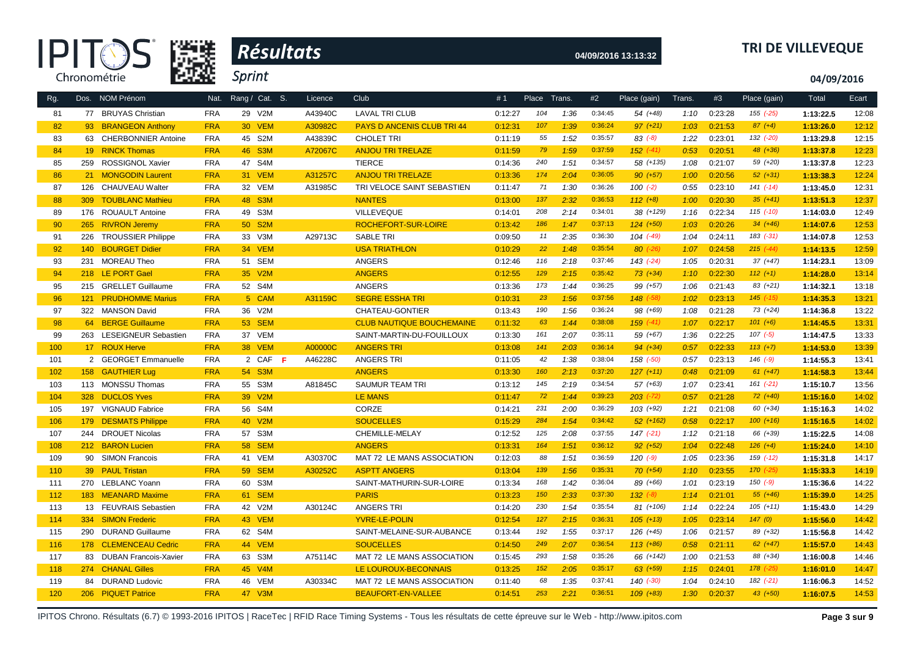# Résultats

**TRI DE VILLEVEQUE**

04/09/2016 13:13:32

*Sprint*

04/09/2016

| Rg. | Dos. | NOM Prénom | Nat. | Rang / Cat. | S. | Licence | Club | #1 | Place | Trans. | #2 | Place (gain) | Trans. | #3 | Place (gain) | Total | Ecart |
|---|---|---|---|---|---|---|---|---|---|---|---|---|---|---|---|---|---|
| 81 | 77 | BRUYAS Christian | FRA | 29 V2M | | A43940C | LAVAL TRI CLUB | 0:12:27 | 104 | 1:36 | 0:34:45 | 54 (+48) | 1:10 | 0:23:28 | 155 (-25) | 1:13:22.5 | 12:08 |
| 82 | 93 | BRANGEON Anthony | FRA | 30 VEM | | A30982C | PAYS D ANCENIS CLUB TRI 44 | 0:12:31 | 107 | 1:39 | 0:36:24 | 97 (+21) | 1:03 | 0:21:53 | 87 (+4) | 1:13:26.0 | 12:12 |
| 83 | 63 | CHERBONNIER Antoine | FRA | 45 S2M | | A43839C | CHOLET TRI | 0:11:19 | 55 | 1:52 | 0:35:57 | 83 (-8) | 1:22 | 0:23:01 | 132 (-20) | 1:13:29.8 | 12:15 |
| 84 | 19 | RINCK Thomas | FRA | 46 S3M | | A72067C | ANJOU TRI TRELAZE | 0:11:59 | 79 | 1:59 | 0:37:59 | 152 (-41) | 0:53 | 0:20:51 | 48 (+36) | 1:13:37.8 | 12:23 |
| 85 | 259 | ROSSIGNOL Xavier | FRA | 47 S4M | | | TIERCE | 0:14:36 | 240 | 1:51 | 0:34:57 | 58 (+135) | 1:08 | 0:21:07 | 59 (+20) | 1:13:37.8 | 12:23 |
| 86 | 21 | MONGODIN Laurent | FRA | 31 VEM | | A31257C | ANJOU TRI TRELAZE | 0:13:36 | 174 | 2:04 | 0:36:05 | 90 (+57) | 1:00 | 0:20:56 | 52 (+31) | 1:13:38.3 | 12:24 |
| 87 | 126 | CHAUVEAU Walter | FRA | 32 VEM | | A31985C | TRI VELOCE SAINT SEBASTIEN | 0:11:47 | 71 | 1:30 | 0:36:26 | 100 (-2) | 0:55 | 0:23:10 | 141 (-14) | 1:13:45.0 | 12:31 |
| 88 | 309 | TOUBLANC Mathieu | FRA | 48 S3M | | | NANTES | 0:13:00 | 137 | 2:32 | 0:36:53 | 112 (+8) | 1:00 | 0:20:30 | 35 (+41) | 1:13:51.3 | 12:37 |
| 89 | 176 | ROUAULT Antoine | FRA | 49 S3M | | | VILLEVEQUE | 0:14:01 | 208 | 2:14 | 0:34:01 | 38 (+129) | 1:16 | 0:22:34 | 115 (-10) | 1:14:03.0 | 12:49 |
| 90 | 265 | RIVRON Jeremy | FRA | 50 S2M | | | ROCHEFORT-SUR-LOIRE | 0:13:42 | 186 | 1:47 | 0:37:13 | 124 (+50) | 1:03 | 0:20:26 | 34 (+46) | 1:14:07.6 | 12:53 |
| 91 | 226 | TROUSSIER Philippe | FRA | 33 V3M | | A29713C | SABLE TRI | 0:09:50 | 11 | 2:35 | 0:36:30 | 104 (-49) | 1:04 | 0:24:11 | 183 (-31) | 1:14:07.8 | 12:53 |
| 92 | 140 | BOURGET Didier | FRA | 34 VEM | | | USA TRIATHLON | 0:10:29 | 22 | 1:48 | 0:35:54 | 80 (-26) | 1:07 | 0:24:58 | 215 (-44) | 1:14:13.5 | 12:59 |
| 93 | 231 | MOREAU Theo | FRA | 51 SEM | | | ANGERS | 0:12:46 | 116 | 2:18 | 0:37:46 | 143 (-24) | 1:05 | 0:20:31 | 37 (+47) | 1:14:23.1 | 13:09 |
| 94 | 218 | LE PORT Gael | FRA | 35 V2M | | | ANGERS | 0:12:55 | 129 | 2:15 | 0:35:42 | 73 (+34) | 1:10 | 0:22:30 | 112 (+1) | 1:14:28.0 | 13:14 |
| 95 | 215 | GRELLET Guillaume | FRA | 52 S4M | | | ANGERS | 0:13:36 | 173 | 1:44 | 0:36:25 | 99 (+57) | 1:06 | 0:21:43 | 83 (+21) | 1:14:32.1 | 13:18 |
| 96 | 121 | PRUDHOMME Marius | FRA | 5 CAM | | A31159C | SEGRE ESSHA TRI | 0:10:31 | 23 | 1:56 | 0:37:56 | 148 (-58) | 1:02 | 0:23:13 | 145 (-15) | 1:14:35.3 | 13:21 |
| 97 | 322 | MANSON David | FRA | 36 V2M | | | CHATEAU-GONTIER | 0:13:43 | 190 | 1:56 | 0:36:24 | 98 (+69) | 1:08 | 0:21:28 | 73 (+24) | 1:14:36.8 | 13:22 |
| 98 | 64 | BERGE Guillaume | FRA | 53 SEM | | | CLUB NAUTIQUE BOUCHEMAINE | 0:11:32 | 63 | 1:44 | 0:38:08 | 159 (-41) | 1:07 | 0:22:17 | 101 (+6) | 1:14:45.5 | 13:31 |
| 99 | 263 | LESEIGNEUR Sebastien | FRA | 37 VEM | | | SAINT-MARTIN-DU-FOUILLOUX | 0:13:30 | 161 | 2:07 | 0:35:11 | 59 (+67) | 1:36 | 0:22:25 | 107 (-5) | 1:14:47.5 | 13:33 |
| 100 | 17 | ROUX Herve | FRA | 38 VEM | | A00000C | ANGERS TRI | 0:13:08 | 141 | 2:03 | 0:36:14 | 94 (+34) | 0:57 | 0:22:33 | 113 (+7) | 1:14:53.0 | 13:39 |
| 101 | 2 | GEORGET Emmanuelle | FRA | 2 CAF | F | A46228C | ANGERS TRI | 0:11:05 | 42 | 1:38 | 0:38:04 | 158 (-50) | 0:57 | 0:23:13 | 146 (-9) | 1:14:55.3 | 13:41 |
| 102 | 158 | GAUTHIER Lug | FRA | 54 S3M | | | ANGERS | 0:13:30 | 160 | 2:13 | 0:37:20 | 127 (+11) | 0:48 | 0:21:09 | 61 (+47) | 1:14:58.3 | 13:44 |
| 103 | 113 | MONSSU Thomas | FRA | 55 S3M | | A81845C | SAUMUR TEAM TRI | 0:13:12 | 145 | 2:19 | 0:34:54 | 57 (+63) | 1:07 | 0:23:41 | 161 (-21) | 1:15:10.7 | 13:56 |
| 104 | 328 | DUCLOS Yves | FRA | 39 V2M | | | LE MANS | 0:11:47 | 72 | 1:44 | 0:39:23 | 203 (-72) | 0:57 | 0:21:28 | 72 (+40) | 1:15:16.0 | 14:02 |
| 105 | 197 | VIGNAUD Fabrice | FRA | 56 S4M | | | CORZE | 0:14:21 | 231 | 2:00 | 0:36:29 | 103 (+92) | 1:21 | 0:21:08 | 60 (+34) | 1:15:16.3 | 14:02 |
| 106 | 179 | DESMATS Philippe | FRA | 40 V2M | | | SOUCELLES | 0:15:29 | 284 | 1:54 | 0:34:42 | 52 (+162) | 0:58 | 0:22:17 | 100 (+16) | 1:15:16.5 | 14:02 |
| 107 | 244 | DROUET Nicolas | FRA | 57 S3M | | | CHEMILLE-MELAY | 0:12:52 | 125 | 2:08 | 0:37:55 | 147 (-21) | 1:12 | 0:21:18 | 66 (+39) | 1:15:22.5 | 14:08 |
| 108 | 212 | BARON Lucien | FRA | 58 SEM | | | ANGERS | 0:13:31 | 164 | 1:51 | 0:36:12 | 92 (+52) | 1:04 | 0:22:48 | 126 (+4) | 1:15:24.0 | 14:10 |
| 109 | 90 | SIMON Francois | FRA | 41 VEM | | A30370C | MAT 72 LE MANS ASSOCIATION | 0:12:03 | 88 | 1:51 | 0:36:59 | 120 (-9) | 1:05 | 0:23:36 | 159 (-12) | 1:15:31.8 | 14:17 |
| 110 | 39 | PAUL Tristan | FRA | 59 SEM | | A30252C | ASPTT ANGERS | 0:13:04 | 139 | 1:56 | 0:35:31 | 70 (+54) | 1:10 | 0:23:55 | 170 (-25) | 1:15:33.3 | 14:19 |
| 111 | 270 | LEBLANC Yoann | FRA | 60 S3M | | | SAINT-MATHURIN-SUR-LOIRE | 0:13:34 | 168 | 1:42 | 0:36:04 | 89 (+66) | 1:01 | 0:23:19 | 150 (-9) | 1:15:36.6 | 14:22 |
| 112 | 183 | MEANARD Maxime | FRA | 61 SEM | | | PARIS | 0:13:23 | 150 | 2:33 | 0:37:30 | 132 (-8) | 1:14 | 0:21:01 | 55 (+46) | 1:15:39.0 | 14:25 |
| 113 | 13 | FEUVRAIS Sebastien | FRA | 42 V2M | | A30124C | ANGERS TRI | 0:14:20 | 230 | 1:54 | 0:35:54 | 81 (+106) | 1:14 | 0:22:24 | 105 (+11) | 1:15:43.0 | 14:29 |
| 114 | 334 | SIMON Frederic | FRA | 43 VEM | | | YVRE-LE-POLIN | 0:12:54 | 127 | 2:15 | 0:36:31 | 105 (+13) | 1:05 | 0:23:14 | 147 (0) | 1:15:56.0 | 14:42 |
| 115 | 290 | DURAND Guillaume | FRA | 62 S4M | | | SAINT-MELAINE-SUR-AUBANCE | 0:13:44 | 192 | 1:55 | 0:37:17 | 126 (+45) | 1:06 | 0:21:57 | 89 (+32) | 1:15:56.8 | 14:42 |
| 116 | 178 | CLEMENCEAU Cedric | FRA | 44 VEM | | | SOUCELLES | 0:14:50 | 249 | 2:07 | 0:36:54 | 113 (+86) | 0:58 | 0:21:11 | 62 (+47) | 1:15:57.0 | 14:43 |
| 117 | 83 | DUBAN Francois-Xavier | FRA | 63 S3M | | A75114C | MAT 72 LE MANS ASSOCIATION | 0:15:45 | 293 | 1:58 | 0:35:26 | 66 (+142) | 1:00 | 0:21:53 | 88 (+34) | 1:16:00.8 | 14:46 |
| 118 | 274 | CHANAL Gilles | FRA | 45 V4M | | | LE LOUROUX-BECONNAIS | 0:13:25 | 152 | 2:05 | 0:35:17 | 63 (+59) | 1:15 | 0:24:01 | 178 (-25) | 1:16:01.0 | 14:47 |
| 119 | 84 | DURAND Ludovic | FRA | 46 VEM | | A30334C | MAT 72 LE MANS ASSOCIATION | 0:11:40 | 68 | 1:35 | 0:37:41 | 140 (-30) | 1:04 | 0:24:10 | 182 (-21) | 1:16:06.3 | 14:52 |
| 120 | 206 | PIQUET Patrice | FRA | 47 V3M | | | BEAUFORT-EN-VALLEE | 0:14:51 | 253 | 2:21 | 0:36:51 | 109 (+83) | 1:30 | 0:20:37 | 43 (+50) | 1:16:07.5 | 14:53 |

IPITOS Chrono. Résultats (6.7) © 1993-2016 IPITOS | RaceTec | RFID Race Timing Systems - Tous les résultats de cette épreuve sur le Web - http://www.ipitos.com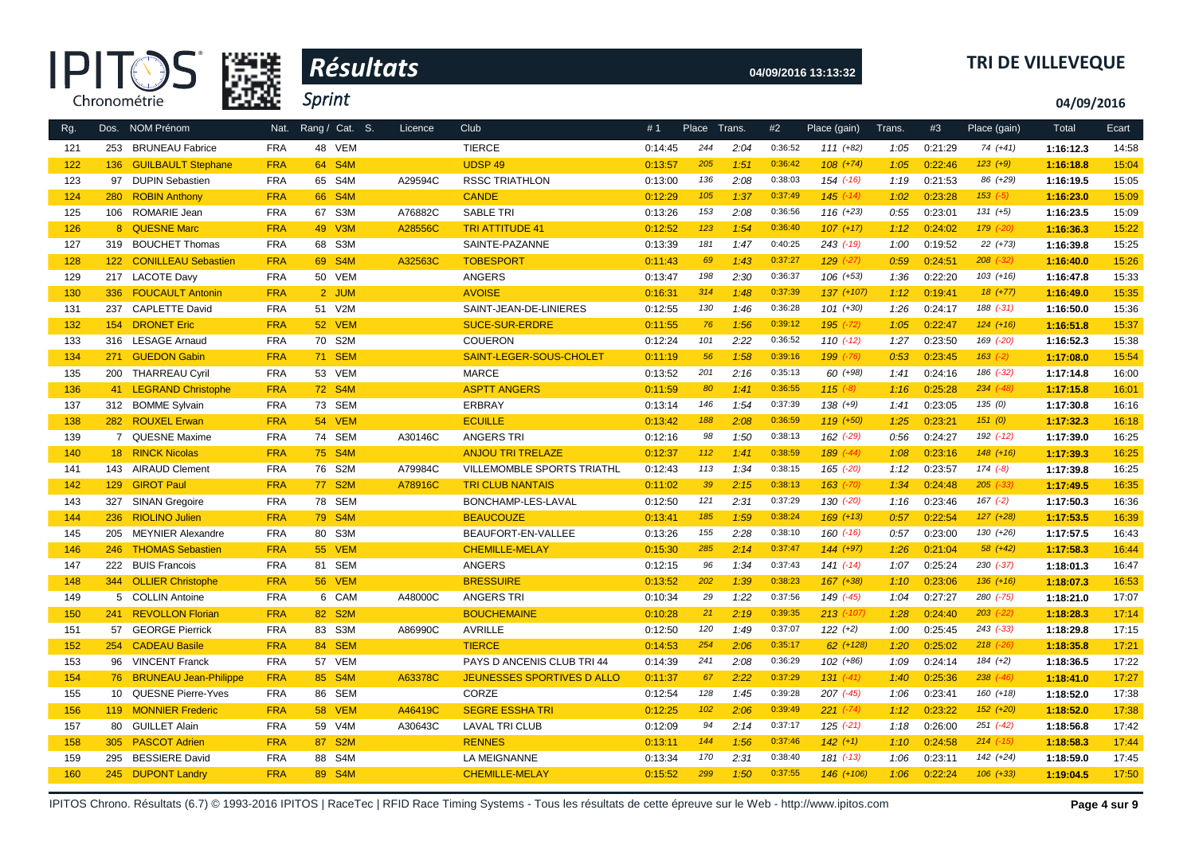# Résultats

**TRI DE VILLEVEQUE**

Sprint

04/09/2016 13:13:32

04/09/2016

| Rg. | Dos. | NOM Prénom | Nat. | Rang / Cat. S. | | Licence | Club | # 1 | Place | Trans. | #2 | Place (gain) | Trans. | #3 | Place (gain) | Total | Ecart |
|---|---|---|---|---|---|---|---|---|---|---|---|---|---|---|---|---|---|
| 121 | 253 | BRUNEAU Fabrice | FRA | 48 | VEM | | TIERCE | 0:14:45 | 244 | 2:04 | 0:36:52 | 111 (+82) | 1:05 | 0:21:29 | 74 (+41) | 1:16:12.3 | 14:58 |
| 122 | 136 | GUILBAULT Stephane | FRA | 64 | S4M | | UDSP 49 | 0:13:57 | 205 | 1:51 | 0:36:42 | 108 (+74) | 1:05 | 0:22:46 | 123 (+9) | 1:16:18.8 | 15:04 |
| 123 | 97 | DUPIN Sebastien | FRA | 65 | S4M | A29594C | RSSC TRIATHLON | 0:13:00 | 136 | 2:08 | 0:38:03 | 154 (-16) | 1:19 | 0:21:53 | 86 (+29) | 1:16:19.5 | 15:05 |
| 124 | 280 | ROBIN Anthony | FRA | 66 | S4M | | CANDE | 0:12:29 | 105 | 1:37 | 0:37:49 | 145 (-14) | 1:02 | 0:23:28 | 153 (-5) | 1:16:23.0 | 15:09 |
| 125 | 106 | ROMARIE Jean | FRA | 67 | S3M | A76882C | SABLE TRI | 0:13:26 | 153 | 2:08 | 0:36:56 | 116 (+23) | 0:55 | 0:23:01 | 131 (+5) | 1:16:23.5 | 15:09 |
| 126 | 8 | QUESNE Marc | FRA | 49 | V3M | A28556C | TRI ATTITUDE 41 | 0:12:52 | 123 | 1:54 | 0:36:40 | 107 (+17) | 1:12 | 0:24:02 | 179 (-20) | 1:16:36.3 | 15:22 |
| 127 | 319 | BOUCHET Thomas | FRA | 68 | S3M | | SAINTE-PAZANNE | 0:13:39 | 181 | 1:47 | 0:40:25 | 243 (-19) | 1:00 | 0:19:52 | 22 (+73) | 1:16:39.8 | 15:25 |
| 128 | 122 | CONILLEAU Sebastien | FRA | 69 | S4M | A32563C | TOBESPORT | 0:11:43 | 69 | 1:43 | 0:37:27 | 129 (-27) | 0:59 | 0:24:51 | 208 (-32) | 1:16:40.0 | 15:26 |
| 129 | 217 | LACOTE Davy | FRA | 50 | VEM | | ANGERS | 0:13:47 | 198 | 2:30 | 0:36:37 | 106 (+53) | 1:36 | 0:22:20 | 103 (+16) | 1:16:47.8 | 15:33 |
| 130 | 336 | FOUCAULT Antonin | FRA | 2 | JUM | | AVOISE | 0:16:31 | 314 | 1:48 | 0:37:39 | 137 (+107) | 1:12 | 0:19:41 | 18 (+77) | 1:16:49.0 | 15:35 |
| 131 | 237 | CAPLETTE David | FRA | 51 | V2M | | SAINT-JEAN-DE-LINIERES | 0:12:55 | 130 | 1:46 | 0:36:28 | 101 (+30) | 1:26 | 0:24:17 | 188 (-31) | 1:16:50.0 | 15:36 |
| 132 | 154 | DRONET Eric | FRA | 52 | VEM | | SUCE-SUR-ERDRE | 0:11:55 | 76 | 1:56 | 0:39:12 | 195 (-72) | 1:05 | 0:22:47 | 124 (+16) | 1:16:51.8 | 15:37 |
| 133 | 316 | LESAGE Arnaud | FRA | 70 | S2M | | COUERON | 0:12:24 | 101 | 2:22 | 0:36:52 | 110 (-12) | 1:27 | 0:23:50 | 169 (-20) | 1:16:52.3 | 15:38 |
| 134 | 271 | GUEDON Gabin | FRA | 71 | SEM | | SAINT-LEGER-SOUS-CHOLET | 0:11:19 | 56 | 1:58 | 0:39:16 | 199 (-76) | 0:53 | 0:23:45 | 163 (-2) | 1:17:08.0 | 15:54 |
| 135 | 200 | THARREAU Cyril | FRA | 53 | VEM | | MARCE | 0:13:52 | 201 | 2:16 | 0:35:13 | 60 (+98) | 1:41 | 0:24:16 | 186 (-32) | 1:17:14.8 | 16:00 |
| 136 | 41 | LEGRAND Christophe | FRA | 72 | S4M | | ASPTT ANGERS | 0:11:59 | 80 | 1:41 | 0:36:55 | 115 (-8) | 1:16 | 0:25:28 | 234 (-48) | 1:17:15.8 | 16:01 |
| 137 | 312 | BOMME Sylvain | FRA | 73 | SEM | | ERBRAY | 0:13:14 | 146 | 1:54 | 0:37:39 | 138 (+9) | 1:41 | 0:23:05 | 135 (0) | 1:17:30.8 | 16:16 |
| 138 | 282 | ROUXEL Erwan | FRA | 54 | VEM | | ECUILLE | 0:13:42 | 188 | 2:08 | 0:36:59 | 119 (+50) | 1:25 | 0:23:21 | 151 (0) | 1:17:32.3 | 16:18 |
| 139 | 7 | QUESNE Maxime | FRA | 74 | SEM | A30146C | ANGERS TRI | 0:12:16 | 98 | 1:50 | 0:38:13 | 162 (-29) | 0:56 | 0:24:27 | 192 (-12) | 1:17:39.0 | 16:25 |
| 140 | 18 | RINCK Nicolas | FRA | 75 | S4M | | ANJOU TRI TRELAZE | 0:12:37 | 112 | 1:41 | 0:38:59 | 189 (-44) | 1:08 | 0:23:16 | 148 (+16) | 1:17:39.3 | 16:25 |
| 141 | 143 | AIRAUD Clement | FRA | 76 | S2M | A79984C | VILLEMOMBLE SPORTS TRIATHL | 0:12:43 | 113 | 1:34 | 0:38:15 | 165 (-20) | 1:12 | 0:23:57 | 174 (-8) | 1:17:39.8 | 16:25 |
| 142 | 129 | GIROT Paul | FRA | 77 | S2M | A78916C | TRI CLUB NANTAIS | 0:11:02 | 39 | 2:15 | 0:38:13 | 163 (-70) | 1:34 | 0:24:48 | 205 (-33) | 1:17:49.5 | 16:35 |
| 143 | 327 | SINAN Gregoire | FRA | 78 | SEM | | BONCHAMP-LES-LAVAL | 0:12:50 | 121 | 2:31 | 0:37:29 | 130 (-20) | 1:16 | 0:23:46 | 167 (-2) | 1:17:50.3 | 16:36 |
| 144 | 236 | RIOLINO Julien | FRA | 79 | S4M | | BEAUCOUZE | 0:13:41 | 185 | 1:59 | 0:38:24 | 169 (+13) | 0:57 | 0:22:54 | 127 (+28) | 1:17:53.5 | 16:39 |
| 145 | 205 | MEYNIER Alexandre | FRA | 80 | S3M | | BEAUFORT-EN-VALLEE | 0:13:26 | 155 | 2:28 | 0:38:10 | 160 (-16) | 0:57 | 0:23:00 | 130 (+26) | 1:17:57.5 | 16:43 |
| 146 | 246 | THOMAS Sebastien | FRA | 55 | VEM | | CHEMILLE-MELAY | 0:15:30 | 285 | 2:14 | 0:37:47 | 144 (+97) | 1:26 | 0:21:04 | 58 (+42) | 1:17:58.3 | 16:44 |
| 147 | 222 | BUIS Francois | FRA | 81 | SEM | | ANGERS | 0:12:15 | 96 | 1:34 | 0:37:43 | 141 (-14) | 1:07 | 0:25:24 | 230 (-37) | 1:18:01.3 | 16:47 |
| 148 | 344 | OLLIER Christophe | FRA | 56 | VEM | | BRESSUIRE | 0:13:52 | 202 | 1:39 | 0:38:23 | 167 (+38) | 1:10 | 0:23:06 | 136 (+16) | 1:18:07.3 | 16:53 |
| 149 | 5 | COLLIN Antoine | FRA | 6 | CAM | A48000C | ANGERS TRI | 0:10:34 | 29 | 1:22 | 0:37:56 | 149 (-45) | 1:04 | 0:27:27 | 280 (-75) | 1:18:21.0 | 17:07 |
| 150 | 241 | REVOLLON Florian | FRA | 82 | S2M | | BOUCHEMAINE | 0:10:28 | 21 | 2:19 | 0:39:35 | 213 (-107) | 1:28 | 0:24:40 | 203 (-22) | 1:18:28.3 | 17:14 |
| 151 | 57 | GEORGE Pierrick | FRA | 83 | S3M | A86990C | AVRILLE | 0:12:50 | 120 | 1:49 | 0:37:07 | 122 (+2) | 1:00 | 0:25:45 | 243 (-33) | 1:18:29.8 | 17:15 |
| 152 | 254 | CADEAU Basile | FRA | 84 | SEM | | TIERCE | 0:14:53 | 254 | 2:06 | 0:35:17 | 62 (+128) | 1:20 | 0:25:02 | 218 (-26) | 1:18:35.8 | 17:21 |
| 153 | 96 | VINCENT Franck | FRA | 57 | VEM | | PAYS D ANCENIS CLUB TRI 44 | 0:14:39 | 241 | 2:08 | 0:36:29 | 102 (+86) | 1:09 | 0:24:14 | 184 (+2) | 1:18:36.5 | 17:22 |
| 154 | 76 | BRUNEAU Jean-Philippe | FRA | 85 | S4M | A63378C | JEUNESSES SPORTIVES D ALLO | 0:11:37 | 67 | 2:22 | 0:37:29 | 131 (-41) | 1:40 | 0:25:36 | 238 (-46) | 1:18:41.0 | 17:27 |
| 155 | 10 | QUESNE Pierre-Yves | FRA | 86 | SEM | | CORZE | 0:12:54 | 128 | 1:45 | 0:39:28 | 207 (-45) | 1:06 | 0:23:41 | 160 (+18) | 1:18:52.0 | 17:38 |
| 156 | 119 | MONNIER Frederic | FRA | 58 | VEM | A46419C | SEGRE ESSHA TRI | 0:12:25 | 102 | 2:06 | 0:39:49 | 221 (-74) | 1:12 | 0:23:22 | 152 (+20) | 1:18:52.0 | 17:38 |
| 157 | 80 | GUILLET Alain | FRA | 59 | V4M | A30643C | LAVAL TRI CLUB | 0:12:09 | 94 | 2:14 | 0:37:17 | 125 (-21) | 1:18 | 0:26:00 | 251 (-42) | 1:18:56.8 | 17:42 |
| 158 | 305 | PASCOT Adrien | FRA | 87 | S2M | | RENNES | 0:13:11 | 144 | 1:56 | 0:37:46 | 142 (+1) | 1:10 | 0:24:58 | 214 (-15) | 1:18:58.3 | 17:44 |
| 159 | 295 | BESSIERE David | FRA | 88 | S4M | | LA MEIGNANNE | 0:13:34 | 170 | 2:31 | 0:38:40 | 181 (-13) | 1:06 | 0:23:11 | 142 (+24) | 1:18:59.0 | 17:45 |
| 160 | 245 | DUPONT Landry | FRA | 89 | S4M | | CHEMILLE-MELAY | 0:15:52 | 299 | 1:50 | 0:37:55 | 146 (+106) | 1:06 | 0:22:24 | 106 (+33) | 1:19:04.5 | 17:50 |

IPITOS Chrono. Résultats (6.7) © 1993-2016 IPITOS | RaceTec | RFID Race Timing Systems - Tous les résultats de cette épreuve sur le Web - http://www.ipitos.com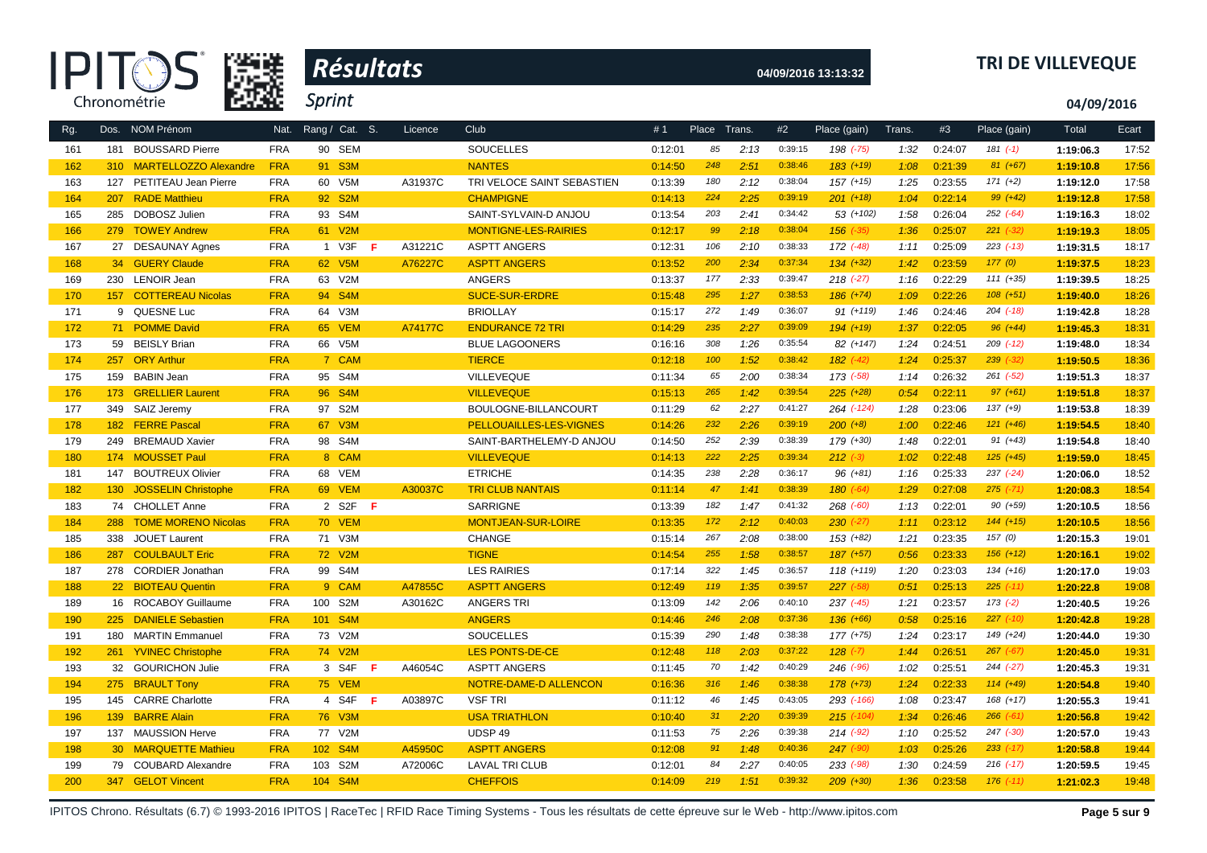# Résultats

**TRI DE VILLEVEQUE**

Sprint

04/09/2016 13:13:32

04/09/2016

| Rg. | Dos. | NOM Prénom | Nat. | Rang / Cat. | S. | Licence | Club | # 1 | Place | Trans. | #2 | Place (gain) | Trans. | #3 | Place (gain) | Total | Ecart |
|---|---|---|---|---|---|---|---|---|---|---|---|---|---|---|---|---|---|
| 161 | 181 | BOUSSARD Pierre | FRA | 90 SEM | | | SOUCELLES | 0:12:01 | 85 | 2:13 | 0:39:15 | 198 (-75) | 1:32 | 0:24:07 | 181 (-1) | 1:19:06.3 | 17:52 |
| 162 | 310 | MARTELLOZZO Alexandre | FRA | 91 S3M | | | NANTES | 0:14:50 | 248 | 2:51 | 0:38:46 | 183 (+19) | 1:08 | 0:21:39 | 81 (+67) | 1:19:10.8 | 17:56 |
| 163 | 127 | PETITEAU Jean Pierre | FRA | 60 V5M | | A31937C | TRI VELOCE SAINT SEBASTIEN | 0:13:39 | 180 | 2:12 | 0:38:04 | 157 (+15) | 1:25 | 0:23:55 | 171 (+2) | 1:19:12.0 | 17:58 |
| 164 | 207 | RADE Matthieu | FRA | 92 S2M | | | CHAMPIGNE | 0:14:13 | 224 | 2:25 | 0:39:19 | 201 (+18) | 1:04 | 0:22:14 | 99 (+42) | 1:19:12.8 | 17:58 |
| 165 | 285 | DOBOSZ Julien | FRA | 93 S4M | | | SAINT-SYLVAIN-D ANJOU | 0:13:54 | 203 | 2:41 | 0:34:42 | 53 (+102) | 1:58 | 0:26:04 | 252 (-64) | 1:19:16.3 | 18:02 |
| 166 | 279 | TOWEY Andrew | FRA | 61 V2M | | | MONTIGNE-LES-RAIRIES | 0:12:17 | 99 | 2:18 | 0:38:04 | 156 (-35) | 1:36 | 0:25:07 | 221 (-32) | 1:19:19.3 | 18:05 |
| 167 | 27 | DESAUNAY Agnes | FRA | 1 V3F | F | A31221C | ASPTT ANGERS | 0:12:31 | 106 | 2:10 | 0:38:33 | 172 (-48) | 1:11 | 0:25:09 | 223 (-13) | 1:19:31.5 | 18:17 |
| 168 | 34 | GUERY Claude | FRA | 62 V5M | | A76227C | ASPTT ANGERS | 0:13:52 | 200 | 2:34 | 0:37:34 | 134 (+32) | 1:42 | 0:23:59 | 177 (0) | 1:19:37.5 | 18:23 |
| 169 | 230 | LENOIR Jean | FRA | 63 V2M | | | ANGERS | 0:13:37 | 177 | 2:33 | 0:39:47 | 218 (-27) | 1:16 | 0:22:29 | 111 (+35) | 1:19:39.5 | 18:25 |
| 170 | 157 | COTTEREAU Nicolas | FRA | 94 S4M | | | SUCE-SUR-ERDRE | 0:15:48 | 295 | 1:27 | 0:38:53 | 186 (+74) | 1:09 | 0:22:26 | 108 (+51) | 1:19:40.0 | 18:26 |
| 171 | 9 | QUESNE Luc | FRA | 64 V3M | | | BRIOLLAY | 0:15:17 | 272 | 1:49 | 0:36:07 | 91 (+119) | 1:46 | 0:24:46 | 204 (-18) | 1:19:42.8 | 18:28 |
| 172 | 71 | POMME David | FRA | 65 VEM | | A74177C | ENDURANCE 72 TRI | 0:14:29 | 235 | 2:27 | 0:39:09 | 194 (+19) | 1:37 | 0:22:05 | 96 (+44) | 1:19:45.3 | 18:31 |
| 173 | 59 | BEISLY Brian | FRA | 66 V5M | | | BLUE LAGOONERS | 0:16:16 | 308 | 1:26 | 0:35:54 | 82 (+147) | 1:24 | 0:24:51 | 209 (-12) | 1:19:48.0 | 18:34 |
| 174 | 257 | ORY Arthur | FRA | 7 CAM | | | TIERCE | 0:12:18 | 100 | 1:52 | 0:38:42 | 182 (-42) | 1:24 | 0:25:37 | 239 (-32) | 1:19:50.5 | 18:36 |
| 175 | 159 | BABIN Jean | FRA | 95 S4M | | | VILLEVEQUE | 0:11:34 | 65 | 2:00 | 0:38:34 | 173 (-58) | 1:14 | 0:26:32 | 261 (-52) | 1:19:51.3 | 18:37 |
| 176 | 173 | GRELLIER Laurent | FRA | 96 S4M | | | VILLEVEQUE | 0:15:13 | 265 | 1:42 | 0:39:54 | 225 (+28) | 0:54 | 0:22:11 | 97 (+61) | 1:19:51.8 | 18:37 |
| 177 | 349 | SAIZ Jeremy | FRA | 97 S2M | | | BOULOGNE-BILLANCOURT | 0:11:29 | 62 | 2:27 | 0:41:27 | 264 (-124) | 1:28 | 0:23:06 | 137 (+9) | 1:19:53.8 | 18:39 |
| 178 | 182 | FERRE Pascal | FRA | 67 V3M | | | PELLOUAILLES-LES-VIGNES | 0:14:26 | 232 | 2:26 | 0:39:19 | 200 (+8) | 1:00 | 0:22:46 | 121 (+46) | 1:19:54.5 | 18:40 |
| 179 | 249 | BREMAUD Xavier | FRA | 98 S4M | | | SAINT-BARTHELEMY-D ANJOU | 0:14:50 | 252 | 2:39 | 0:38:39 | 179 (+30) | 1:48 | 0:22:01 | 91 (+43) | 1:19:54.8 | 18:40 |
| 180 | 174 | MOUSSET Paul | FRA | 8 CAM | | | VILLEVEQUE | 0:14:13 | 222 | 2:25 | 0:39:34 | 212 (-3) | 1:02 | 0:22:48 | 125 (+45) | 1:19:59.0 | 18:45 |
| 181 | 147 | BOUTREUX Olivier | FRA | 68 VEM | | | ETRICHE | 0:14:35 | 238 | 2:28 | 0:36:17 | 96 (+81) | 1:16 | 0:25:33 | 237 (-24) | 1:20:06.0 | 18:52 |
| 182 | 130 | JOSSELIN Christophe | FRA | 69 VEM | | A30037C | TRI CLUB NANTAIS | 0:11:14 | 47 | 1:41 | 0:38:39 | 180 (-64) | 1:29 | 0:27:08 | 275 (-71) | 1:20:08.3 | 18:54 |
| 183 | 74 | CHOLLET Anne | FRA | 2 S2F | F | | SARRIGNE | 0:13:39 | 182 | 1:47 | 0:41:32 | 268 (-60) | 1:13 | 0:22:01 | 90 (+59) | 1:20:10.5 | 18:56 |
| 184 | 288 | TOME MORENO Nicolas | FRA | 70 VEM | | | MONTJEAN-SUR-LOIRE | 0:13:35 | 172 | 2:12 | 0:40:03 | 230 (-27) | 1:11 | 0:23:12 | 144 (+15) | 1:20:10.5 | 18:56 |
| 185 | 338 | JOUET Laurent | FRA | 71 V3M | | | CHANGE | 0:15:14 | 267 | 2:08 | 0:38:00 | 153 (+82) | 1:21 | 0:23:35 | 157 (0) | 1:20:15.3 | 19:01 |
| 186 | 287 | COULBAULT Eric | FRA | 72 V2M | | | TIGNE | 0:14:54 | 255 | 1:58 | 0:38:57 | 187 (+57) | 0:56 | 0:23:33 | 156 (+12) | 1:20:16.1 | 19:02 |
| 187 | 278 | CORDIER Jonathan | FRA | 99 S4M | | | LES RAIRIES | 0:17:14 | 322 | 1:45 | 0:36:57 | 118 (+119) | 1:20 | 0:23:03 | 134 (+16) | 1:20:17.0 | 19:03 |
| 188 | 22 | BIOTEAU Quentin | FRA | 9 CAM | | A47855C | ASPTT ANGERS | 0:12:49 | 119 | 1:35 | 0:39:57 | 227 (-58) | 0:51 | 0:25:13 | 225 (-11) | 1:20:22.8 | 19:08 |
| 189 | 16 | ROCABOY Guillaume | FRA | 100 S2M | | A30162C | ANGERS TRI | 0:13:09 | 142 | 2:06 | 0:40:10 | 237 (-45) | 1:21 | 0:23:57 | 173 (-2) | 1:20:40.5 | 19:26 |
| 190 | 225 | DANIELE Sebastien | FRA | 101 S4M | | | ANGERS | 0:14:46 | 246 | 2:08 | 0:37:36 | 136 (+66) | 0:58 | 0:25:16 | 227 (-10) | 1:20:42.8 | 19:28 |
| 191 | 180 | MARTIN Emmanuel | FRA | 73 V2M | | | SOUCELLES | 0:15:39 | 290 | 1:48 | 0:38:38 | 177 (+75) | 1:24 | 0:23:17 | 149 (+24) | 1:20:44.0 | 19:30 |
| 192 | 261 | YVINEC Christophe | FRA | 74 V2M | | | LES PONTS-DE-CE | 0:12:48 | 118 | 2:03 | 0:37:22 | 128 (-7) | 1:44 | 0:26:51 | 267 (-67) | 1:20:45.0 | 19:31 |
| 193 | 32 | GOURICHON Julie | FRA | 3 S4F | F | A46054C | ASPTT ANGERS | 0:11:45 | 70 | 1:42 | 0:40:29 | 246 (-96) | 1:02 | 0:25:51 | 244 (-27) | 1:20:45.3 | 19:31 |
| 194 | 275 | BRAULT Tony | FRA | 75 VEM | | | NOTRE-DAME-D ALLENCON | 0:16:36 | 316 | 1:46 | 0:38:38 | 178 (+73) | 1:24 | 0:22:33 | 114 (+49) | 1:20:54.8 | 19:40 |
| 195 | 145 | CARRE Charlotte | FRA | 4 S4F | F | A03897C | VSF TRI | 0:11:12 | 46 | 1:45 | 0:43:05 | 293 (-166) | 1:08 | 0:23:47 | 168 (+17) | 1:20:55.3 | 19:41 |
| 196 | 139 | BARRE Alain | FRA | 76 V3M | | | USA TRIATHLON | 0:10:40 | 31 | 2:20 | 0:39:39 | 215 (-104) | 1:34 | 0:26:46 | 266 (-61) | 1:20:56.8 | 19:42 |
| 197 | 137 | MAUSSION Herve | FRA | 77 V2M | | | UDSP 49 | 0:11:53 | 75 | 2:26 | 0:39:38 | 214 (-92) | 1:10 | 0:25:52 | 247 (-30) | 1:20:57.0 | 19:43 |
| 198 | 30 | MARQUETTE Mathieu | FRA | 102 S4M | | A45950C | ASPTT ANGERS | 0:12:08 | 91 | 1:48 | 0:40:36 | 247 (-90) | 1:03 | 0:25:26 | 233 (-17) | 1:20:58.8 | 19:44 |
| 199 | 79 | COUBARD Alexandre | FRA | 103 S2M | | A72006C | LAVAL TRI CLUB | 0:12:01 | 84 | 2:27 | 0:40:05 | 233 (-98) | 1:30 | 0:24:59 | 216 (-17) | 1:20:59.5 | 19:45 |
| 200 | 347 | GELOT Vincent | FRA | 104 S4M | | | CHEFFOIS | 0:14:09 | 219 | 1:51 | 0:39:32 | 209 (+30) | 1:36 | 0:23:58 | 176 (-11) | 1:21:02.3 | 19:48 |

IPITOS Chrono. Résultats (6.7) © 1993-2016 IPITOS | RaceTec | RFID Race Timing Systems - Tous les résultats de cette épreuve sur le Web - http://www.ipitos.com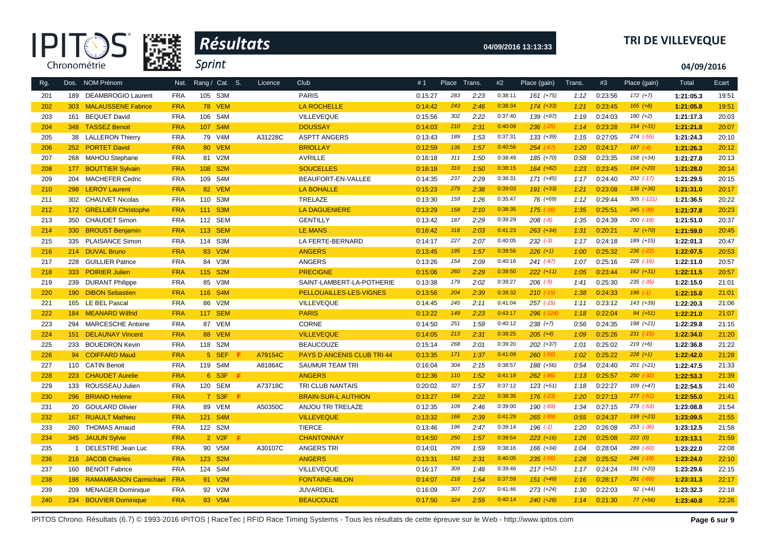# Résultats

**Sprint**

04/09/2016 13:13:33

**TRI DE VILLEVEQUE**

04/09/2016

| Rg. | Dos. | NOM Prénom | Nat. | Rang / Cat. | S. | Licence | Club | # 1 | Place | Trans. | #2 | Place (gain) | Trans. | #3 | Place (gain) | Total | Ecart |
|---|---|---|---|---|---|---|---|---|---|---|---|---|---|---|---|---|---|
| 201 | 189 | DEAMBROGIO Laurent | FRA | 105 S3M | | | PARIS | 0:15:27 | 283 | 2:23 | 0:38:11 | 161 (+75) | 1:12 | 0:23:56 | 172 (+7) | 1:21:05.3 | 19:51 |
| 202 | 303 | MALAUSSENE Fabrice | FRA | 78 VEM | | | LA ROCHELLE | 0:14:42 | 243 | 2:46 | 0:38:34 | 174 (+33) | 1:21 | 0:23:45 | 165 (+8) | 1:21:05.8 | 19:51 |
| 203 | 161 | BEQUET David | FRA | 106 S4M | | | VILLEVEQUE | 0:15:56 | 302 | 2:22 | 0:37:40 | 139 (+97) | 1:19 | 0:24:03 | 180 (+2) | 1:21:17.3 | 20:03 |
| 204 | 348 | TASSEZ Benoit | FRA | 107 S4M | | | DOUSSAY | 0:14:03 | 210 | 2:31 | 0:40:09 | 236 (-25) | 1:14 | 0:23:28 | 154 (+31) | 1:21:21.8 | 20:07 |
| 205 | 38 | LALLERON Thierry | FRA | 79 V4M | | A31228C | ASPTT ANGERS | 0:13:43 | 189 | 1:53 | 0:37:31 | 133 (+39) | 1:15 | 0:27:05 | 274 (-55) | 1:21:24.3 | 20:10 |
| 206 | 252 | PORTET David | FRA | 80 VEM | | | BRIOLLAY | 0:12:59 | 135 | 1:57 | 0:40:56 | 254 (-67) | 1:20 | 0:24:17 | 187 (-4) | 1:21:26.3 | 20:12 |
| 207 | 268 | MAHOU Stephane | FRA | 81 V2M | | | AVRILLE | 0:16:18 | 311 | 1:50 | 0:38:49 | 185 (+70) | 0:58 | 0:23:35 | 158 (+34) | 1:21:27.8 | 20:13 |
| 208 | 177 | BOUTTIER Sylvain | FRA | 108 S2M | | | SOUCELLES | 0:16:18 | 310 | 1:50 | 0:38:15 | 164 (+82) | 1:23 | 0:23:45 | 164 (+20) | 1:21:28.0 | 20:14 |
| 209 | 204 | MACHEFER Cedric | FRA | 109 S4M | | | BEAUFORT-EN-VALLEE | 0:14:35 | 237 | 2:29 | 0:38:31 | 171 (+45) | 1:17 | 0:24:40 | 202 (-17) | 1:21:29.5 | 20:15 |
| 210 | 298 | LEROY Laurent | FRA | 82 VEM | | | LA BOHALLE | 0:15:23 | 279 | 2:38 | 0:39:03 | 191 (+33) | 1:21 | 0:23:08 | 138 (+36) | 1:21:31.0 | 20:17 |
| 211 | 302 | CHAUVET Nicolas | FRA | 110 S3M | | | TRELAZE | 0:13:30 | 159 | 1:26 | 0:35:47 | 76 (+69) | 1:12 | 0:29:44 | 305 (-121) | 1:21:36.5 | 20:22 |
| 212 | 172 | GRELLIER Christophe | FRA | 111 S3M | | | LA DAGUENIERE | 0:13:29 | 158 | 2:10 | 0:38:35 | 175 (-16) | 1:35 | 0:25:51 | 245 (-38) | 1:21:37.8 | 20:23 |
| 213 | 350 | CHAUDET Simon | FRA | 112 SEM | | | GENTILLY | 0:13:42 | 187 | 2:29 | 0:39:29 | 208 (-8) | 1:35 | 0:24:39 | 200 (-10) | 1:21:51.0 | 20:37 |
| 214 | 330 | BROUST Benjamin | FRA | 113 SEM | | | LE MANS | 0:16:42 | 318 | 2:03 | 0:41:23 | 263 (+34) | 1:31 | 0:20:21 | 32 (+70) | 1:21:59.0 | 20:45 |
| 215 | 335 | PLAISANCE Simon | FRA | 114 S3M | | | LA FERTE-BERNARD | 0:14:17 | 227 | 2:07 | 0:40:05 | 232 (-3) | 1:17 | 0:24:18 | 189 (+15) | 1:22:01.3 | 20:47 |
| 216 | 214 | DUVAL Bruno | FRA | 83 V2M | | | ANGERS | 0:13:45 | 195 | 1:57 | 0:39:56 | 226 (+1) | 1:00 | 0:25:32 | 236 (-22) | 1:22:07.5 | 20:53 |
| 217 | 228 | GUILLIER Patrice | FRA | 84 V3M | | | ANGERS | 0:13:26 | 154 | 2:09 | 0:40:16 | 241 (-47) | 1:07 | 0:25:16 | 226 (-16) | 1:22:11.0 | 20:57 |
| 218 | 333 | POIRIER Julien | FRA | 115 S2M | | | PRECIGNE | 0:15:06 | 260 | 2:29 | 0:39:50 | 222 (+11) | 1:05 | 0:23:44 | 162 (+31) | 1:22:11.5 | 20:57 |
| 219 | 239 | DURANT Philippe | FRA | 85 V3M | | | SAINT-LAMBERT-LA-POTHERIE | 0:13:38 | 179 | 2:02 | 0:39:27 | 206 (-5) | 1:41 | 0:25:30 | 235 (-35) | 1:22:15.0 | 21:01 |
| 220 | 190 | DIBON Sebastien | FRA | 116 S4M | | | PELLOUAILLES-LES-VIGNES | 0:13:56 | 204 | 2:39 | 0:39:32 | 210 (-15) | 1:38 | 0:24:33 | 196 (-1) | 1:22:15.8 | 21:01 |
| 221 | 165 | LE BEL Pascal | FRA | 86 V2M | | | VILLEVEQUE | 0:14:45 | 245 | 2:11 | 0:41:04 | 257 (-15) | 1:11 | 0:23:12 | 143 (+39) | 1:22:20.3 | 21:06 |
| 222 | 184 | MEANARD Wilfrid | FRA | 117 SEM | | | PARIS | 0:13:22 | 149 | 2:23 | 0:43:17 | 296 (-124) | 1:18 | 0:22:04 | 94 (+51) | 1:22:21.0 | 21:07 |
| 223 | 294 | MARCESCHE Antoine | FRA | 87 VEM | | | CORNE | 0:14:50 | 251 | 1:59 | 0:40:12 | 238 (+7) | 0:56 | 0:24:35 | 198 (+21) | 1:22:29.8 | 21:15 |
| 224 | 151 | DELAUNAY Vincent | FRA | 88 VEM | | | VILLEVEQUE | 0:14:05 | 213 | 2:31 | 0:39:25 | 205 (+4) | 1:09 | 0:25:26 | 231 (-15) | 1:22:34.0 | 21:20 |
| 225 | 233 | BOUEDRON Kevin | FRA | 118 S2M | | | BEAUCOUZE | 0:15:14 | 268 | 2:01 | 0:39:20 | 202 (+37) | 1:01 | 0:25:02 | 219 (+6) | 1:22:36.8 | 21:22 |
| 226 | 94 | COIFFARD Maud | FRA | 5 SEF | F | A79154C | PAYS D ANCENIS CLUB TRI 44 | 0:13:35 | 171 | 1:37 | 0:41:09 | 260 (-56) | 1:02 | 0:25:22 | 228 (+1) | 1:22:42.0 | 21:28 |
| 227 | 110 | CATIN Benoit | FRA | 119 S4M | | A81864C | SAUMUR TEAM TRI | 0:16:04 | 304 | 2:15 | 0:38:57 | 188 (+56) | 0:54 | 0:24:40 | 201 (+21) | 1:22:47.5 | 21:33 |
| 228 | 223 | CHAUDET Aurelie | FRA | 6 S3F | F | | ANGERS | 0:12:36 | 110 | 1:52 | 0:41:19 | 262 (-86) | 1:13 | 0:25:57 | 250 (-32) | 1:22:53.3 | 21:39 |
| 229 | 133 | ROUSSEAU Julien | FRA | 120 SEM | | A73718C | TRI CLUB NANTAIS | 0:20:02 | 327 | 1:57 | 0:37:12 | 123 (+51) | 1:18 | 0:22:27 | 109 (+47) | 1:22:54.5 | 21:40 |
| 230 | 296 | BRIAND Helene | FRA | 7 S3F | F | | BRAIN-SUR-L AUTHION | 0:13:27 | 156 | 2:22 | 0:38:35 | 176 (-23) | 1:20 | 0:27:13 | 277 (-51) | 1:22:55.0 | 21:41 |
| 231 | 20 | GOULARD Olivier | FRA | 89 VEM | | A50350C | ANJOU TRI TRELAZE | 0:12:35 | 109 | 2:46 | 0:39:00 | 190 (-69) | 1:34 | 0:27:15 | 279 (-53) | 1:23:08.8 | 21:54 |
| 232 | 167 | RUAULT Mathieu | FRA | 121 S4M | | | VILLEVEQUE | 0:13:32 | 166 | 2:39 | 0:41:29 | 265 (-89) | 0:55 | 0:24:37 | 199 (+23) | 1:23:09.5 | 21:55 |
| 233 | 260 | THOMAS Arnaud | FRA | 122 S2M | | | TIERCE | 0:13:46 | 196 | 2:47 | 0:39:14 | 196 (-1) | 1:20 | 0:26:08 | 253 (-36) | 1:23:12.5 | 21:58 |
| 234 | 345 | JAULIN Sylvie | FRA | 2 V2F | F | | CHANTONNAY | 0:14:50 | 250 | 1:57 | 0:39:54 | 223 (+16) | 1:26 | 0:25:08 | 222 (0) | 1:23:13.1 | 21:59 |
| 235 | 1 | DELESTRE Jean Luc | FRA | 90 V5M | | A30107C | ANGERS TRI | 0:14:01 | 209 | 1:59 | 0:38:16 | 166 (+34) | 1:04 | 0:28:04 | 289 (-60) | 1:23:22.0 | 22:08 |
| 236 | 216 | JACOB Charles | FRA | 123 S2M | | | ANGERS | 0:13:31 | 162 | 2:31 | 0:40:05 | 235 (-56) | 1:28 | 0:25:52 | 246 (-18) | 1:23:24.0 | 22:10 |
| 237 | 160 | BENOIT Fabrice | FRA | 124 S4M | | | VILLEVEQUE | 0:16:17 | 309 | 1:48 | 0:39:46 | 217 (+52) | 1:17 | 0:24:24 | 191 (+20) | 1:23:29.6 | 22:15 |
| 238 | 198 | RAMAMBASON Carmichael | FRA | 91 V2M | | | FONTAINE-MILON | 0:14:07 | 218 | 1:54 | 0:37:59 | 151 (+49) | 1:16 | 0:28:17 | 291 (-69) | 1:23:31.3 | 22:17 |
| 239 | 209 | MENAGER Dominique | FRA | 92 V2M | | | JUVARDEIL | 0:16:09 | 307 | 2:07 | 0:41:46 | 273 (+24) | 1:30 | 0:22:03 | 92 (+44) | 1:23:32.3 | 22:18 |
| 240 | 234 | BOUVIER Dominique | FRA | 93 V5M | | | BEAUCOUZE | 0:17:50 | 324 | 2:55 | 0:40:14 | 240 (+28) | 1:14 | 0:21:30 | 77 (+56) | 1:23:40.8 | 22:26 |

IPITOS Chrono. Résultats (6.7) © 1993-2016 IPITOS | RaceTec | RFID Race Timing Systems - Tous les résultats de cette épreuve sur le Web - http://www.ipitos.com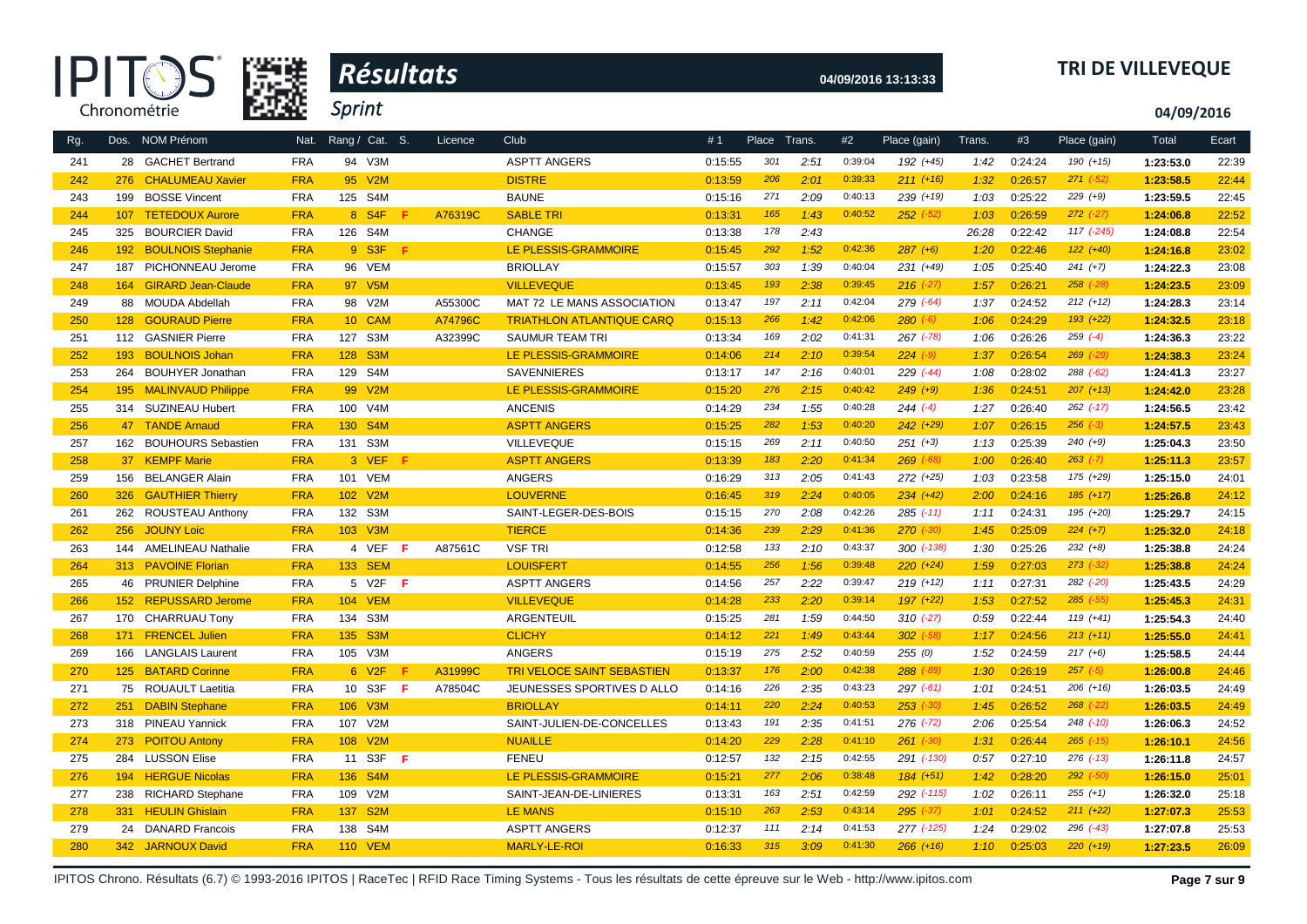# Résultats

## Sprint

04/09/2016 13:13:33

**TRI DE VILLEVEQUE**

04/09/2016

| Rg. | Dos. | NOM Prénom | Nat. | Rang / Cat. | S. | Licence | Club | #1 | Place | Trans. | #2 | Place (gain) | Trans. | #3 | Place (gain) | Total | Ecart |
|---|---|---|---|---|---|---|---|---|---|---|---|---|---|---|---|---|---|
| 241 | 28 | GACHET Bertrand | FRA | 94 V3M | | | ASPTT ANGERS | 0:15:55 | 301 | 2:51 | 0:39:04 | 192 (+45) | 1:42 | 0:24:24 | 190 (+15) | 1:23:53.0 | 22:39 |
| 242 | 276 | CHALUMEAU Xavier | FRA | 95 V2M | | | DISTRE | 0:13:59 | 206 | 2:01 | 0:39:33 | 211 (+16) | 1:32 | 0:26:57 | 271 (-52) | 1:23:58.5 | 22:44 |
| 243 | 199 | BOSSE Vincent | FRA | 125 S4M | | | BAUNE | 0:15:16 | 271 | 2:09 | 0:40:13 | 239 (+19) | 1:03 | 0:25:22 | 229 (+9) | 1:23:59.5 | 22:45 |
| 244 | 107 | TETEDOUX Aurore | FRA | 8 S4F | F | A76319C | SABLE TRI | 0:13:31 | 165 | 1:43 | 0:40:52 | 252 (-52) | 1:03 | 0:26:59 | 272 (-27) | 1:24:06.8 | 22:52 |
| 245 | 325 | BOURCIER David | FRA | 126 S4M | | | CHANGE | 0:13:38 | 178 | 2:43 | | | 26:28 | 0:22:42 | 117 (-245) | 1:24:08.8 | 22:54 |
| 246 | 192 | BOULNOIS Stephanie | FRA | 9 S3F | F | | LE PLESSIS-GRAMMOIRE | 0:15:45 | 292 | 1:52 | 0:42:36 | 287 (+6) | 1:20 | 0:22:46 | 122 (+40) | 1:24:16.8 | 23:02 |
| 247 | 187 | PICHONNEAU Jerome | FRA | 96 VEM | | | BRIOLLAY | 0:15:57 | 303 | 1:39 | 0:40:04 | 231 (+49) | 1:05 | 0:25:40 | 241 (+7) | 1:24:22.3 | 23:08 |
| 248 | 164 | GIRARD Jean-Claude | FRA | 97 V5M | | | VILLEVEQUE | 0:13:45 | 193 | 2:38 | 0:39:45 | 216 (-27) | 1:57 | 0:26:21 | 258 (-28) | 1:24:23.5 | 23:09 |
| 249 | 88 | MOUDA Abdellah | FRA | 98 V2M | | A55300C | MAT 72 LE MANS ASSOCIATION | 0:13:47 | 197 | 2:11 | 0:42:04 | 279 (-64) | 1:37 | 0:24:52 | 212 (+12) | 1:24:28.3 | 23:14 |
| 250 | 128 | GOURAUD Pierre | FRA | 10 CAM | | A74796C | TRIATHLON ATLANTIQUE CARQ | 0:15:13 | 266 | 1:42 | 0:42:06 | 280 (-6) | 1:06 | 0:24:29 | 193 (+22) | 1:24:32.5 | 23:18 |
| 251 | 112 | GASNIER Pierre | FRA | 127 S3M | | A32399C | SAUMUR TEAM TRI | 0:13:34 | 169 | 2:02 | 0:41:31 | 267 (-78) | 1:06 | 0:26:26 | 259 (-4) | 1:24:36.3 | 23:22 |
| 252 | 193 | BOULNOIS Johan | FRA | 128 S3M | | | LE PLESSIS-GRAMMOIRE | 0:14:06 | 214 | 2:10 | 0:39:54 | 224 (-9) | 1:37 | 0:26:54 | 269 (-29) | 1:24:38.3 | 23:24 |
| 253 | 264 | BOUHYER Jonathan | FRA | 129 S4M | | | SAVENNIERES | 0:13:17 | 147 | 2:16 | 0:40:01 | 229 (-44) | 1:08 | 0:28:02 | 288 (-62) | 1:24:41.3 | 23:27 |
| 254 | 195 | MALINVAUD Philippe | FRA | 99 V2M | | | LE PLESSIS-GRAMMOIRE | 0:15:20 | 276 | 2:15 | 0:40:42 | 249 (+9) | 1:36 | 0:24:51 | 207 (+13) | 1:24:42.0 | 23:28 |
| 255 | 314 | SUZINEAU Hubert | FRA | 100 V4M | | | ANCENIS | 0:14:29 | 234 | 1:55 | 0:40:28 | 244 (-4) | 1:27 | 0:26:40 | 262 (-17) | 1:24:56.5 | 23:42 |
| 256 | 47 | TANDE Arnaud | FRA | 130 S4M | | | ASPTT ANGERS | 0:15:25 | 282 | 1:53 | 0:40:20 | 242 (+29) | 1:07 | 0:26:15 | 256 (-3) | 1:24:57.5 | 23:43 |
| 257 | 162 | BOUHOURS Sebastien | FRA | 131 S3M | | | VILLEVEQUE | 0:15:15 | 269 | 2:11 | 0:40:50 | 251 (+3) | 1:13 | 0:25:39 | 240 (+9) | 1:25:04.3 | 23:50 |
| 258 | 37 | KEMPF Marie | FRA | 3 VEF | F | | ASPTT ANGERS | 0:13:39 | 183 | 2:20 | 0:41:34 | 269 (-68) | 1:00 | 0:26:40 | 263 (-7) | 1:25:11.3 | 23:57 |
| 259 | 156 | BELANGER Alain | FRA | 101 VEM | | | ANGERS | 0:16:29 | 313 | 2:05 | 0:41:43 | 272 (+25) | 1:03 | 0:23:58 | 175 (+29) | 1:25:15.0 | 24:01 |
| 260 | 326 | GAUTHIER Thierry | FRA | 102 V2M | | | LOUVERNE | 0:16:45 | 319 | 2:24 | 0:40:05 | 234 (+42) | 2:00 | 0:24:16 | 185 (+17) | 1:25:26.8 | 24:12 |
| 261 | 262 | ROUSTEAU Anthony | FRA | 132 S3M | | | SAINT-LEGER-DES-BOIS | 0:15:15 | 270 | 2:08 | 0:42:26 | 285 (-11) | 1:11 | 0:24:31 | 195 (+20) | 1:25:29.7 | 24:15 |
| 262 | 256 | JOUNY Loic | FRA | 103 V3M | | | TIERCE | 0:14:36 | 239 | 2:29 | 0:41:36 | 270 (-30) | 1:45 | 0:25:09 | 224 (+7) | 1:25:32.0 | 24:18 |
| 263 | 144 | AMELINEAU Nathalie | FRA | 4 VEF | F | A87561C | VSF TRI | 0:12:58 | 133 | 2:10 | 0:43:37 | 300 (-138) | 1:30 | 0:25:26 | 232 (+8) | 1:25:38.8 | 24:24 |
| 264 | 313 | PAVOINE Florian | FRA | 133 SEM | | | LOUISFERT | 0:14:55 | 256 | 1:56 | 0:39:48 | 220 (+24) | 1:59 | 0:27:03 | 273 (-32) | 1:25:38.8 | 24:24 |
| 265 | 46 | PRUNIER Delphine | FRA | 5 V2F | F | | ASPTT ANGERS | 0:14:56 | 257 | 2:22 | 0:39:47 | 219 (+12) | 1:11 | 0:27:31 | 282 (-20) | 1:25:43.5 | 24:29 |
| 266 | 152 | REPUSSARD Jerome | FRA | 104 VEM | | | VILLEVEQUE | 0:14:28 | 233 | 2:20 | 0:39:14 | 197 (+22) | 1:53 | 0:27:52 | 285 (-55) | 1:25:45.3 | 24:31 |
| 267 | 170 | CHARRUAU Tony | FRA | 134 S3M | | | ARGENTEUIL | 0:15:25 | 281 | 1:59 | 0:44:50 | 310 (-27) | 0:59 | 0:22:44 | 119 (+41) | 1:25:54.3 | 24:40 |
| 268 | 171 | FRENCEL Julien | FRA | 135 S3M | | | CLICHY | 0:14:12 | 221 | 1:49 | 0:43:44 | 302 (-58) | 1:17 | 0:24:56 | 213 (+11) | 1:25:55.0 | 24:41 |
| 269 | 166 | LANGLAIS Laurent | FRA | 105 V3M | | | ANGERS | 0:15:19 | 275 | 2:52 | 0:40:59 | 255 (0) | 1:52 | 0:24:59 | 217 (+6) | 1:25:58.5 | 24:44 |
| 270 | 125 | BATARD Corinne | FRA | 6 V2F | F | A31999C | TRI VELOCE SAINT SEBASTIEN | 0:13:37 | 176 | 2:00 | 0:42:38 | 288 (-89) | 1:30 | 0:26:19 | 257 (-5) | 1:26:00.8 | 24:46 |
| 271 | 75 | ROUAULT Laetitia | FRA | 10 S3F | F | A78504C | JEUNESSES SPORTIVES D ALLO | 0:14:16 | 226 | 2:35 | 0:43:23 | 297 (-61) | 1:01 | 0:24:51 | 206 (+16) | 1:26:03.5 | 24:49 |
| 272 | 251 | DABIN Stephane | FRA | 106 V3M | | | BRIOLLAY | 0:14:11 | 220 | 2:24 | 0:40:53 | 253 (-30) | 1:45 | 0:26:52 | 268 (-22) | 1:26:03.5 | 24:49 |
| 273 | 318 | PINEAU Yannick | FRA | 107 V2M | | | SAINT-JULIEN-DE-CONCELLES | 0:13:43 | 191 | 2:35 | 0:41:51 | 276 (-72) | 2:06 | 0:25:54 | 248 (-10) | 1:26:06.3 | 24:52 |
| 274 | 273 | POITOU Antony | FRA | 108 V2M | | | NUAILLE | 0:14:20 | 229 | 2:28 | 0:41:10 | 261 (-30) | 1:31 | 0:26:44 | 265 (-15) | 1:26:10.1 | 24:56 |
| 275 | 284 | LUSSON Elise | FRA | 11 S3F | F | | FENEU | 0:12:57 | 132 | 2:15 | 0:42:55 | 291 (-130) | 0:57 | 0:27:10 | 276 (-13) | 1:26:11.8 | 24:57 |
| 276 | 194 | HERGUE Nicolas | FRA | 136 S4M | | | LE PLESSIS-GRAMMOIRE | 0:15:21 | 277 | 2:06 | 0:38:48 | 184 (+51) | 1:42 | 0:28:20 | 292 (-50) | 1:26:15.0 | 25:01 |
| 277 | 238 | RICHARD Stephane | FRA | 109 V2M | | | SAINT-JEAN-DE-LINIERES | 0:13:31 | 163 | 2:51 | 0:42:59 | 292 (-115) | 1:02 | 0:26:11 | 255 (+1) | 1:26:32.0 | 25:18 |
| 278 | 331 | HEULIN Ghislain | FRA | 137 S2M | | | LE MANS | 0:15:10 | 263 | 2:53 | 0:43:14 | 295 (-37) | 1:01 | 0:24:52 | 211 (+22) | 1:27:07.3 | 25:53 |
| 279 | 24 | DANARD Francois | FRA | 138 S4M | | | ASPTT ANGERS | 0:12:37 | 111 | 2:14 | 0:41:53 | 277 (-125) | 1:24 | 0:29:02 | 296 (-43) | 1:27:07.8 | 25:53 |
| 280 | 342 | JARNOUX David | FRA | 110 VEM | | | MARLY-LE-ROI | 0:16:33 | 315 | 3:09 | 0:41:30 | 266 (+16) | 1:10 | 0:25:03 | 220 (+19) | 1:27:23.5 | 26:09 |

IPITOS Chrono. Résultats (6.7) © 1993-2016 IPITOS | RaceTec | RFID Race Timing Systems - Tous les résultats de cette épreuve sur le Web - http://www.ipitos.com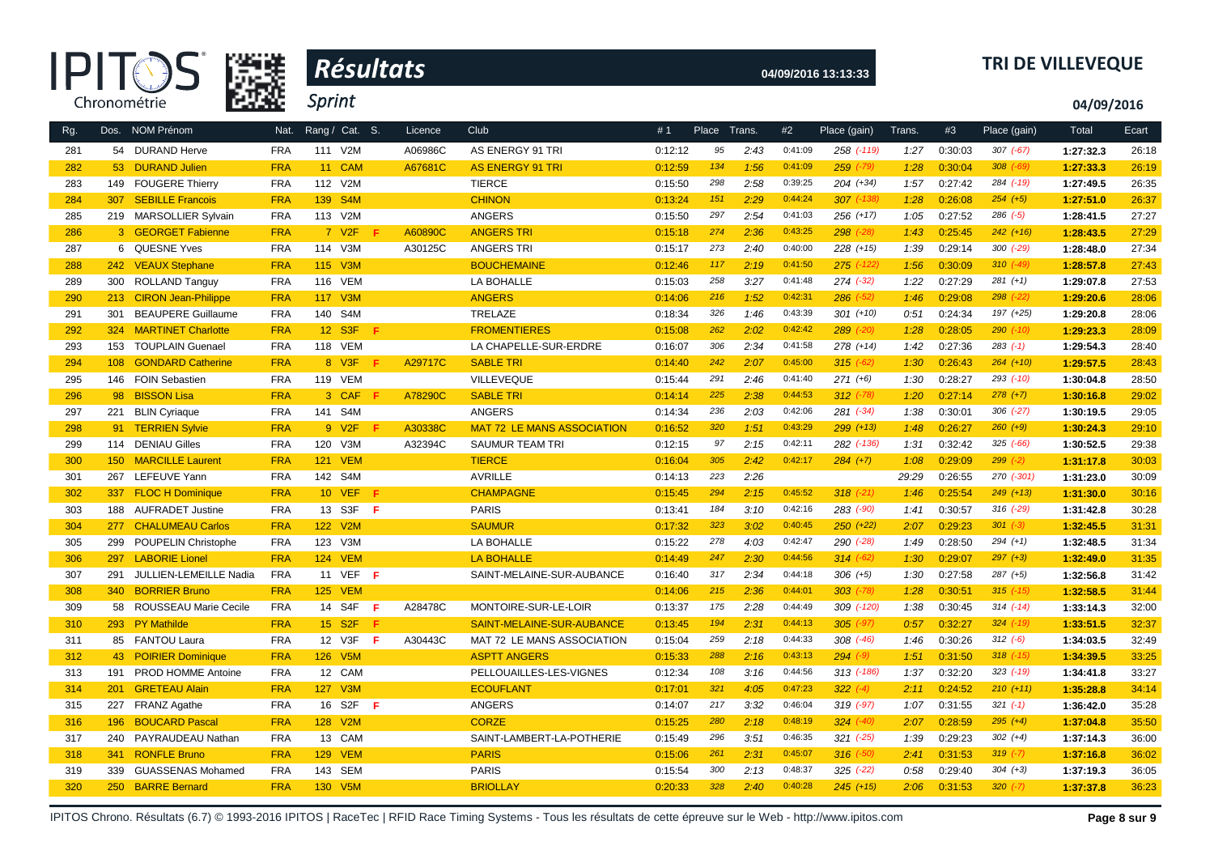# Résultats

## Sprint

**TRI DE VILLEVEQUE**

04/09/2016 13:13:33

04/09/2016

| Rg. | Dos. | NOM Prénom | Nat. | Rang / Cat. | S. | Licence | Club | #1 | Place | Trans. | #2 | Place (gain) | Trans. | #3 | Place (gain) | Total | Ecart |
|---|---|---|---|---|---|---|---|---|---|---|---|---|---|---|---|---|---|
| 281 | 54 | DURAND Herve | FRA | 111 V2M | | A06986C | AS ENERGY 91 TRI | 0:12:12 | 95 | 2:43 | 0:41:09 | 258 (-119) | 1:27 | 0:30:03 | 307 (-67) | 1:27:32.3 | 26:18 |
| 282 | 53 | DURAND Julien | FRA | 11 CAM | | A67681C | AS ENERGY 91 TRI | 0:12:59 | 134 | 1:56 | 0:41:09 | 259 (-79) | 1:28 | 0:30:04 | 308 (-69) | 1:27:33.3 | 26:19 |
| 283 | 149 | FOUGERE Thierry | FRA | 112 V2M | | | TIERCE | 0:15:50 | 298 | 2:58 | 0:39:25 | 204 (+34) | 1:57 | 0:27:42 | 284 (-19) | 1:27:49.5 | 26:35 |
| 284 | 307 | SEBILLE Francois | FRA | 139 S4M | | | CHINON | 0:13:24 | 151 | 2:29 | 0:44:24 | 307 (-138) | 1:28 | 0:26:08 | 254 (+5) | 1:27:51.0 | 26:37 |
| 285 | 219 | MARSOLLIER Sylvain | FRA | 113 V2M | | | ANGERS | 0:15:50 | 297 | 2:54 | 0:41:03 | 256 (+17) | 1:05 | 0:27:52 | 286 (-5) | 1:28:41.5 | 27:27 |
| 286 | 3 | GEORGET Fabienne | FRA | 7 V2F | F | A60890C | ANGERS TRI | 0:15:18 | 274 | 2:36 | 0:43:25 | 298 (-28) | 1:43 | 0:25:45 | 242 (+16) | 1:28:43.5 | 27:29 |
| 287 | 6 | QUESNE Yves | FRA | 114 V3M | | A30125C | ANGERS TRI | 0:15:17 | 273 | 2:40 | 0:40:00 | 228 (+15) | 1:39 | 0:29:14 | 300 (-29) | 1:28:48.0 | 27:34 |
| 288 | 242 | VEAUX Stephane | FRA | 115 V3M | | | BOUCHEMAINE | 0:12:46 | 117 | 2:19 | 0:41:50 | 275 (-122) | 1:56 | 0:30:09 | 310 (-49) | 1:28:57.8 | 27:43 |
| 289 | 300 | ROLLAND Tanguy | FRA | 116 VEM | | | LA BOHALLE | 0:15:03 | 258 | 3:27 | 0:41:48 | 274 (-32) | 1:22 | 0:27:29 | 281 (+1) | 1:29:07.8 | 27:53 |
| 290 | 213 | CIRON Jean-Philippe | FRA | 117 V3M | | | ANGERS | 0:14:06 | 216 | 1:52 | 0:42:31 | 286 (-52) | 1:46 | 0:29:08 | 298 (-22) | 1:29:20.6 | 28:06 |
| 291 | 301 | BEAUPERE Guillaume | FRA | 140 S4M | | | TRELAZE | 0:18:34 | 326 | 1:46 | 0:43:39 | 301 (+10) | 0:51 | 0:24:34 | 197 (+25) | 1:29:20.8 | 28:06 |
| 292 | 324 | MARTINET Charlotte | FRA | 12 S3F | F | | FROMENTIERES | 0:15:08 | 262 | 2:02 | 0:42:42 | 289 (-20) | 1:28 | 0:28:05 | 290 (-10) | 1:29:23.3 | 28:09 |
| 293 | 153 | TOUPLAIN Guenael | FRA | 118 VEM | | | LA CHAPELLE-SUR-ERDRE | 0:16:07 | 306 | 2:34 | 0:41:58 | 278 (+14) | 1:42 | 0:27:36 | 283 (-1) | 1:29:54.3 | 28:40 |
| 294 | 108 | GONDARD Catherine | FRA | 8 V3F | F | A29717C | SABLE TRI | 0:14:40 | 242 | 2:07 | 0:45:00 | 315 (-62) | 1:30 | 0:26:43 | 264 (+10) | 1:29:57.5 | 28:43 |
| 295 | 146 | FOIN Sebastien | FRA | 119 VEM | | | VILLEVEQUE | 0:15:44 | 291 | 2:46 | 0:41:40 | 271 (+6) | 1:30 | 0:28:27 | 293 (-10) | 1:30:04.8 | 28:50 |
| 296 | 98 | BISSON Lisa | FRA | 3 CAF | F | A78290C | SABLE TRI | 0:14:14 | 225 | 2:38 | 0:44:53 | 312 (-78) | 1:20 | 0:27:14 | 278 (+7) | 1:30:16.8 | 29:02 |
| 297 | 221 | BLIN Cyriaque | FRA | 141 S4M | | | ANGERS | 0:14:34 | 236 | 2:03 | 0:42:06 | 281 (-34) | 1:38 | 0:30:01 | 306 (-27) | 1:30:19.5 | 29:05 |
| 298 | 91 | TERRIEN Sylvie | FRA | 9 V2F | F | A30338C | MAT 72 LE MANS ASSOCIATION | 0:16:52 | 320 | 1:51 | 0:43:29 | 299 (+13) | 1:48 | 0:26:27 | 260 (+9) | 1:30:24.3 | 29:10 |
| 299 | 114 | DENIAU Gilles | FRA | 120 V3M | | A32394C | SAUMUR TEAM TRI | 0:12:15 | 97 | 2:15 | 0:42:11 | 282 (-136) | 1:31 | 0:32:42 | 325 (-66) | 1:30:52.5 | 29:38 |
| 300 | 150 | MARCILLE Laurent | FRA | 121 VEM | | | TIERCE | 0:16:04 | 305 | 2:42 | 0:42:17 | 284 (+7) | 1:08 | 0:29:09 | 299 (-2) | 1:31:17.8 | 30:03 |
| 301 | 267 | LEFEUVE Yann | FRA | 142 S4M | | | AVRILLE | 0:14:13 | 223 | 2:26 | | | 29:29 | 0:26:55 | 270 (-301) | 1:31:23.0 | 30:09 |
| 302 | 337 | FLOC H Dominique | FRA | 10 VEF | F | | CHAMPAGNE | 0:15:45 | 294 | 2:15 | 0:45:52 | 318 (-21) | 1:46 | 0:25:54 | 249 (+13) | 1:31:30.0 | 30:16 |
| 303 | 188 | AUFRADET Justine | FRA | 13 S3F | F | | PARIS | 0:13:41 | 184 | 3:10 | 0:42:16 | 283 (-90) | 1:41 | 0:30:57 | 316 (-29) | 1:31:42.8 | 30:28 |
| 304 | 277 | CHALUMEAU Carlos | FRA | 122 V2M | | | SAUMUR | 0:17:32 | 323 | 3:02 | 0:40:45 | 250 (+22) | 2:07 | 0:29:23 | 301 (-3) | 1:32:45.5 | 31:31 |
| 305 | 299 | POUPELIN Christophe | FRA | 123 V3M | | | LA BOHALLE | 0:15:22 | 278 | 4:03 | 0:42:47 | 290 (-28) | 1:49 | 0:28:50 | 294 (+1) | 1:32:48.5 | 31:34 |
| 306 | 297 | LABORIE Lionel | FRA | 124 VEM | | | LA BOHALLE | 0:14:49 | 247 | 2:30 | 0:44:56 | 314 (-62) | 1:30 | 0:29:07 | 297 (+3) | 1:32:49.0 | 31:35 |
| 307 | 291 | JULLIEN-LEMEILLE Nadia | FRA | 11 VEF | F | | SAINT-MELAINE-SUR-AUBANCE | 0:16:40 | 317 | 2:34 | 0:44:18 | 306 (+5) | 1:30 | 0:27:58 | 287 (+5) | 1:32:56.8 | 31:42 |
| 308 | 340 | BORRIER Bruno | FRA | 125 VEM | | | | 0:14:06 | 215 | 2:36 | 0:44:01 | 303 (-78) | 1:28 | 0:30:51 | 315 (-15) | 1:32:58.5 | 31:44 |
| 309 | 58 | ROUSSEAU Marie Cecile | FRA | 14 S4F | F | A28478C | MONTOIRE-SUR-LE-LOIR | 0:13:37 | 175 | 2:28 | 0:44:49 | 309 (-120) | 1:38 | 0:30:45 | 314 (-14) | 1:33:14.3 | 32:00 |
| 310 | 293 | PY Mathilde | FRA | 15 S2F | F | | SAINT-MELAINE-SUR-AUBANCE | 0:13:45 | 194 | 2:31 | 0:44:13 | 305 (-97) | 0:57 | 0:32:27 | 324 (-19) | 1:33:51.5 | 32:37 |
| 311 | 85 | FANTOU Laura | FRA | 12 V3F | F | A30443C | MAT 72 LE MANS ASSOCIATION | 0:15:04 | 259 | 2:18 | 0:44:33 | 308 (-46) | 1:46 | 0:30:26 | 312 (-6) | 1:34:03.5 | 32:49 |
| 312 | 43 | POIRIER Dominique | FRA | 126 V5M | | | ASPTT ANGERS | 0:15:33 | 288 | 2:16 | 0:43:13 | 294 (-9) | 1:51 | 0:31:50 | 318 (-15) | 1:34:39.5 | 33:25 |
| 313 | 191 | PROD HOMME Antoine | FRA | 12 CAM | | | PELLOUAILLES-LES-VIGNES | 0:12:34 | 108 | 3:16 | 0:44:56 | 313 (-186) | 1:37 | 0:32:20 | 323 (-19) | 1:34:41.8 | 33:27 |
| 314 | 201 | GRETEAU Alain | FRA | 127 V3M | | | ECOUFLANT | 0:17:01 | 321 | 4:05 | 0:47:23 | 322 (-4) | 2:11 | 0:24:52 | 210 (+11) | 1:35:28.8 | 34:14 |
| 315 | 227 | FRANZ Agathe | FRA | 16 S2F | F | | ANGERS | 0:14:07 | 217 | 3:32 | 0:46:04 | 319 (-97) | 1:07 | 0:31:55 | 321 (-1) | 1:36:42.0 | 35:28 |
| 316 | 196 | BOUCARD Pascal | FRA | 128 V2M | | | CORZE | 0:15:25 | 280 | 2:18 | 0:48:19 | 324 (-40) | 2:07 | 0:28:59 | 295 (+4) | 1:37:04.8 | 35:50 |
| 317 | 240 | PAYRAUDEAU Nathan | FRA | 13 CAM | | | SAINT-LAMBERT-LA-POTHERIE | 0:15:49 | 296 | 3:51 | 0:46:35 | 321 (-25) | 1:39 | 0:29:23 | 302 (+4) | 1:37:14.3 | 36:00 |
| 318 | 341 | RONFLE Bruno | FRA | 129 VEM | | | PARIS | 0:15:06 | 261 | 2:31 | 0:45:07 | 316 (-50) | 2:41 | 0:31:53 | 319 (-7) | 1:37:16.8 | 36:02 |
| 319 | 339 | GUASSENAS Mohamed | FRA | 143 SEM | | | PARIS | 0:15:54 | 300 | 2:13 | 0:48:37 | 325 (-22) | 0:58 | 0:29:40 | 304 (+3) | 1:37:19.3 | 36:05 |
| 320 | 250 | BARRE Bernard | FRA | 130 V5M | | | BRIOLLAY | 0:20:33 | 328 | 2:40 | 0:40:28 | 245 (+15) | 2:06 | 0:31:53 | 320 (-7) | 1:37:37.8 | 36:23 |

IPITOS Chrono. Résultats (6.7) © 1993-2016 IPITOS | RaceTec | RFID Race Timing Systems - Tous les résultats de cette épreuve sur le Web - http://www.ipitos.com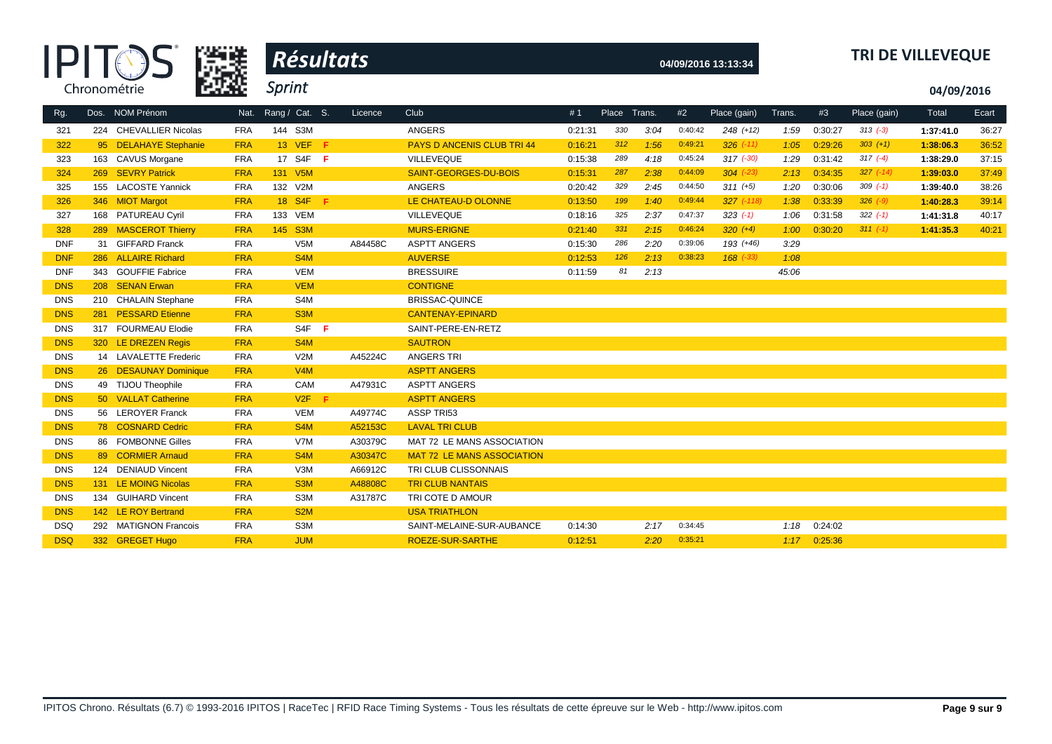# Résultats

*Sprint*

04/09/2016 13:13:34

**TRI DE VILLEVEQUE**

**04/09/2016**

| Rg. | Dos. | NOM Prénom | Nat. | Rang / | Cat. | S. | Licence | Club | #1 | Place | Trans. | #2 | Place (gain) | Trans. | #3 | Place (gain) | Total | Ecart |
|---|---|---|---|---|---|---|---|---|---|---|---|---|---|---|---|---|---|---|
| 321 | 224 | CHEVALLIER Nicolas | FRA | 144 | S3M | | | ANGERS | 0:21:31 | 330 | 3:04 | 0:40:42 | 248 (+12) | 1:59 | 0:30:27 | 313 (-3) | **1:37:41.0** | 36:27 |
| 322 | 95 | DELAHAYE Stephanie | FRA | 13 | VEF | F | | PAYS D ANCENIS CLUB TRI 44 | 0:16:21 | 312 | 1:56 | 0:49:21 | 326 (-11) | 1:05 | 0:29:26 | 303 (+1) | **1:38:06.3** | 36:52 |
| 323 | 163 | CAVUS Morgane | FRA | 17 | S4F | F | | VILLEVEQUE | 0:15:38 | 289 | 4:18 | 0:45:24 | 317 (-30) | 1:29 | 0:31:42 | 317 (-4) | **1:38:29.0** | 37:15 |
| 324 | 269 | SEVRY Patrick | FRA | 131 | V5M | | | SAINT-GEORGES-DU-BOIS | 0:15:31 | 287 | 2:38 | 0:44:09 | 304 (-23) | 2:13 | 0:34:35 | 327 (-14) | **1:39:03.0** | 37:49 |
| 325 | 155 | LACOSTE Yannick | FRA | 132 | V2M | | | ANGERS | 0:20:42 | 329 | 2:45 | 0:44:50 | 311 (+5) | 1:20 | 0:30:06 | 309 (-1) | **1:39:40.0** | 38:26 |
| 326 | 346 | MIOT Margot | FRA | 18 | S4F | F | | LE CHATEAU-D OLONNE | 0:13:50 | 199 | 1:40 | 0:49:44 | 327 (-118) | 1:38 | 0:33:39 | 326 (-9) | **1:40:28.3** | 39:14 |
| 327 | 168 | PATUREAU Cyril | FRA | 133 | VEM | | | VILLEVEQUE | 0:18:16 | 325 | 2:37 | 0:47:37 | 323 (-1) | 1:06 | 0:31:58 | 322 (-1) | **1:41:31.8** | 40:17 |
| 328 | 289 | MASCEROT Thierry | FRA | 145 | S3M | | | MURS-ERIGNE | 0:21:40 | 331 | 2:15 | 0:46:24 | 320 (+4) | 1:00 | 0:30:20 | 311 (-1) | **1:41:35.3** | 40:21 |
| DNF | 31 | GIFFARD Franck | FRA | | V5M | | A84458C | ASPTT ANGERS | 0:15:30 | 286 | 2:20 | 0:39:06 | 193 (+46) | 3:29 | | | | |
| DNF | 286 | ALLAIRE Richard | FRA | | S4M | | | AUVERSE | 0:12:53 | 126 | 2:13 | 0:38:23 | 168 (-33) | 1:08 | | | | |
| DNF | 343 | GOUFFIE Fabrice | FRA | | VEM | | | BRESSUIRE | 0:11:59 | 81 | 2:13 | | | 45:06 | | | | |
| DNS | 208 | SENAN Erwan | FRA | | VEM | | | CONTIGNE | | | | | | | | | | |
| DNS | 210 | CHALAIN Stephane | FRA | | S4M | | | BRISSAC-QUINCE | | | | | | | | | | |
| DNS | 281 | PESSARD Etienne | FRA | | S3M | | | CANTENAY-EPINARD | | | | | | | | | | |
| DNS | 317 | FOURMEAU Elodie | FRA | | S4F | F | | SAINT-PERE-EN-RETZ | | | | | | | | | | |
| DNS | 320 | LE DREZEN Regis | FRA | | S4M | | | SAUTRON | | | | | | | | | | |
| DNS | 14 | LAVALETTE Frederic | FRA | | V2M | | A45224C | ANGERS TRI | | | | | | | | | | |
| DNS | 26 | DESAUNAY Dominique | FRA | | V4M | | | ASPTT ANGERS | | | | | | | | | | |
| DNS | 49 | TIJOU Theophile | FRA | | CAM | | A47931C | ASPTT ANGERS | | | | | | | | | | |
| DNS | 50 | VALLAT Catherine | FRA | | V2F | F | | ASPTT ANGERS | | | | | | | | | | |
| DNS | 56 | LEROYER Franck | FRA | | VEM | | A49774C | ASSP TRI53 | | | | | | | | | | |
| DNS | 78 | COSNARD Cedric | FRA | | S4M | | A52153C | LAVAL TRI CLUB | | | | | | | | | | |
| DNS | 86 | FOMBONNE Gilles | FRA | | V7M | | A30379C | MAT 72 LE MANS ASSOCIATION | | | | | | | | | | |
| DNS | 89 | CORMIER Arnaud | FRA | | S4M | | A30347C | MAT 72 LE MANS ASSOCIATION | | | | | | | | | | |
| DNS | 124 | DENIAUD Vincent | FRA | | V3M | | A66912C | TRI CLUB CLISSONNAIS | | | | | | | | | | |
| DNS | 131 | LE MOING Nicolas | FRA | | S3M | | A48808C | TRI CLUB NANTAIS | | | | | | | | | | |
| DNS | 134 | GUIHARD Vincent | FRA | | S3M | | A31787C | TRI COTE D AMOUR | | | | | | | | | | |
| DNS | 142 | LE ROY Bertrand | FRA | | S2M | | | USA TRIATHLON | | | | | | | | | | |
| DSQ | 292 | MATIGNON Francois | FRA | | S3M | | | SAINT-MELAINE-SUR-AUBANCE | 0:14:30 | | 2:17 | 0:34:45 | | 1:18 | 0:24:02 | | | |
| DSQ | 332 | GREGET Hugo | FRA | | JUM | | | ROEZE-SUR-SARTHE | 0:12:51 | | 2:20 | 0:35:21 | | 1:17 | 0:25:36 | | | |

IPITOS Chrono. Résultats (6.7) © 1993-2016 IPITOS | RaceTec | RFID Race Timing Systems - Tous les résultats de cette épreuve sur le Web - http://www.ipitos.com